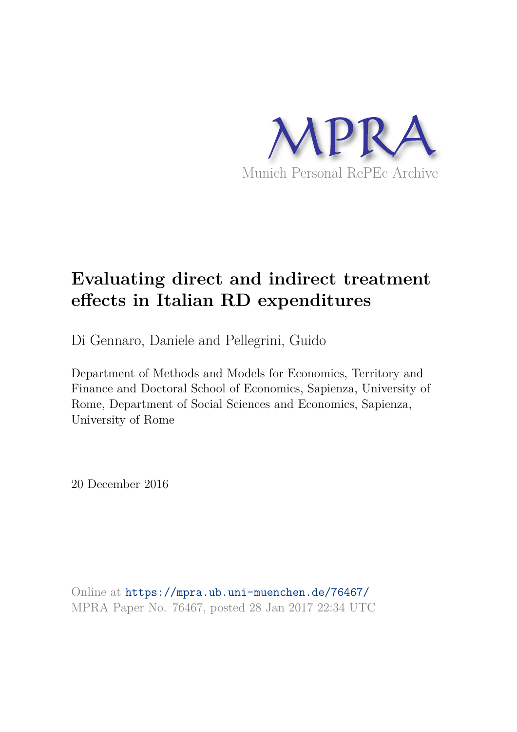MPRA

Munich Personal RePEc Archive

# Evaluating direct and indirect treatment effects in Italian RD expenditures

Di Gennaro, Daniele and Pellegrini, Guido

Department of Methods and Models for Economics, Territory and Finance and Doctoral School of Economics, Sapienza, University of Rome, Department of Social Sciences and Economics, Sapienza, University of Rome

20 December 2016

Online at https://mpra.ub.uni-muenchen.de/76467/
MPRA Paper No. 76467, posted 28 Jan 2017 22:34 UTC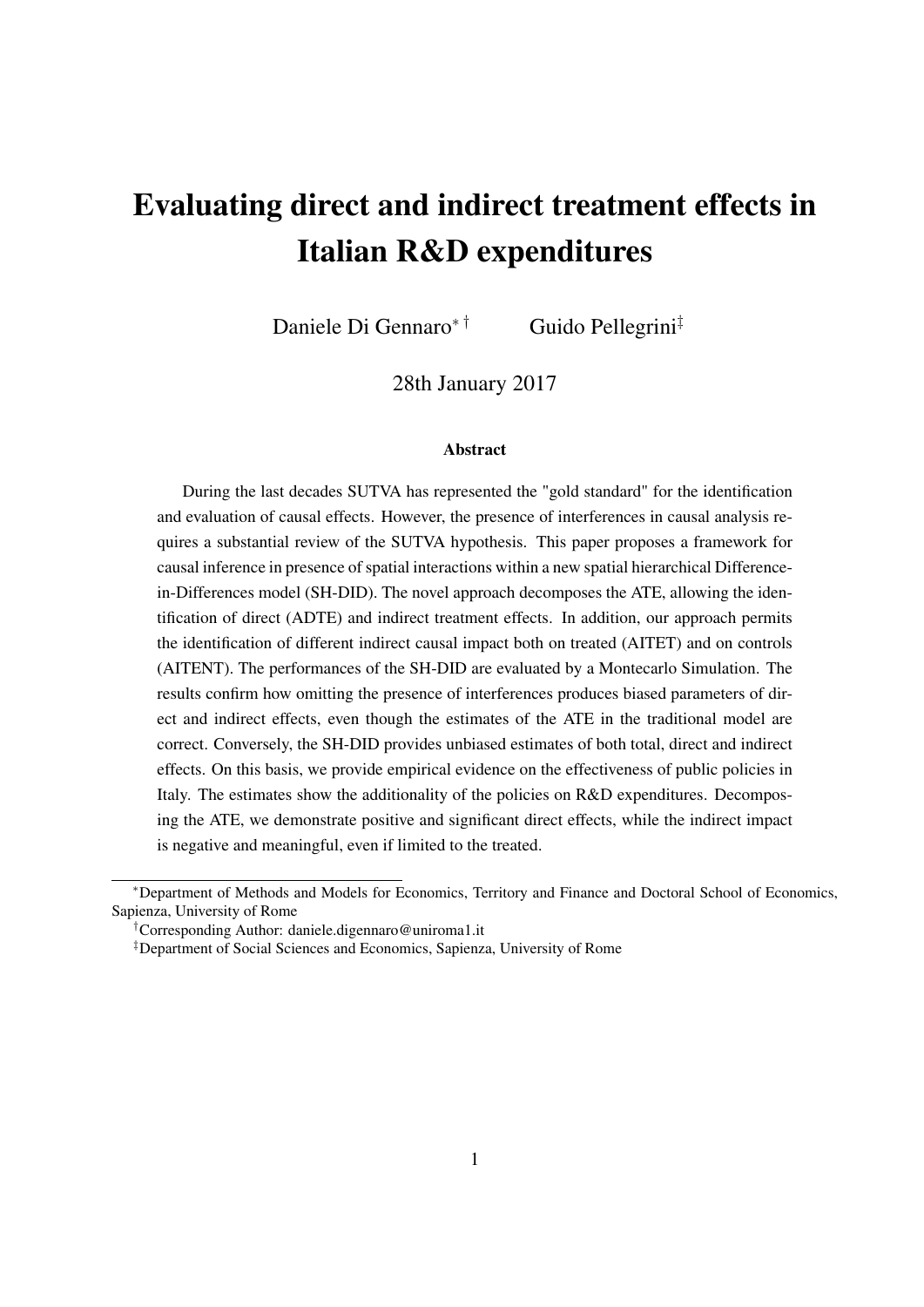# Evaluating direct and indirect treatment effects in Italian R&D expenditures

Daniele Di Gennaro[*] [†] Guido Pellegrini[‡]

28th January 2017

### Abstract

During the last decades SUTVA has represented the "gold standard" for the identification and evaluation of causal effects. However, the presence of interferences in causal analysis requires a substantial review of the SUTVA hypothesis. This paper proposes a framework for causal inference in presence of spatial interactions within a new spatial hierarchical Difference-in-Differences model (SH-DID). The novel approach decomposes the ATE, allowing the identification of direct (ADTE) and indirect treatment effects. In addition, our approach permits the identification of different indirect causal impact both on treated (AITET) and on controls (AITENT). The performances of the SH-DID are evaluated by a Montecarlo Simulation. The results confirm how omitting the presence of interferences produces biased parameters of direct and indirect effects, even though the estimates of the ATE in the traditional model are correct. Conversely, the SH-DID provides unbiased estimates of both total, direct and indirect effects. On this basis, we provide empirical evidence on the effectiveness of public policies in Italy. The estimates show the additionality of the policies on R&D expenditures. Decomposing the ATE, we demonstrate positive and significant direct effects, while the indirect impact is negative and meaningful, even if limited to the treated.

---

[*] Department of Methods and Models for Economics, Territory and Finance and Doctoral School of Economics, Sapienza, University of Rome

[†] Corresponding Author: daniele.digennaro@uniroma1.it

[‡] Department of Social Sciences and Economics, Sapienza, University of Rome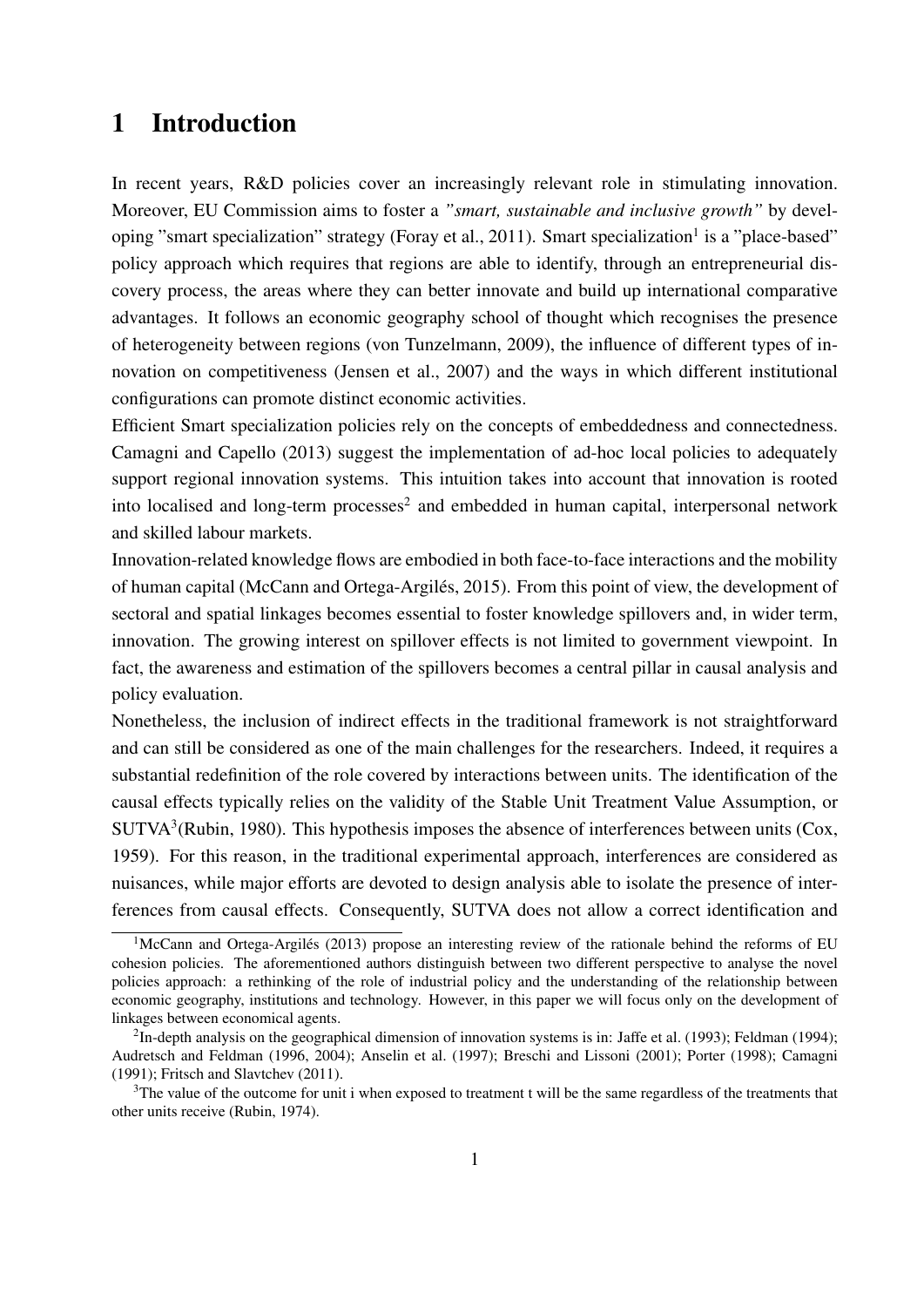# 1 Introduction

In recent years, R&D policies cover an increasingly relevant role in stimulating innovation. Moreover, EU Commission aims to foster a *"smart, sustainable and inclusive growth"* by developing "smart specialization" strategy (Foray et al., 2011). Smart specialization[1] is a "place-based" policy approach which requires that regions are able to identify, through an entrepreneurial discovery process, the areas where they can better innovate and build up international comparative advantages. It follows an economic geography school of thought which recognises the presence of heterogeneity between regions (von Tunzelmann, 2009), the influence of different types of innovation on competitiveness (Jensen et al., 2007) and the ways in which different institutional configurations can promote distinct economic activities.

Efficient Smart specialization policies rely on the concepts of embeddedness and connectedness. Camagni and Capello (2013) suggest the implementation of ad-hoc local policies to adequately support regional innovation systems. This intuition takes into account that innovation is rooted into localised and long-term processes[2] and embedded in human capital, interpersonal network and skilled labour markets.

Innovation-related knowledge flows are embodied in both face-to-face interactions and the mobility of human capital (McCann and Ortega-Argilés, 2015). From this point of view, the development of sectoral and spatial linkages becomes essential to foster knowledge spillovers and, in wider term, innovation. The growing interest on spillover effects is not limited to government viewpoint. In fact, the awareness and estimation of the spillovers becomes a central pillar in causal analysis and policy evaluation.

Nonetheless, the inclusion of indirect effects in the traditional framework is not straightforward and can still be considered as one of the main challenges for the researchers. Indeed, it requires a substantial redefinition of the role covered by interactions between units. The identification of the causal effects typically relies on the validity of the Stable Unit Treatment Value Assumption, or SUTVA[3](Rubin, 1980). This hypothesis imposes the absence of interferences between units (Cox, 1959). For this reason, in the traditional experimental approach, interferences are considered as nuisances, while major efforts are devoted to design analysis able to isolate the presence of interferences from causal effects. Consequently, SUTVA does not allow a correct identification and

---

[1] McCann and Ortega-Argilés (2013) propose an interesting review of the rationale behind the reforms of EU cohesion policies. The aforementioned authors distinguish between two different perspective to analyse the novel policies approach: a rethinking of the role of industrial policy and the understanding of the relationship between economic geography, institutions and technology. However, in this paper we will focus only on the development of linkages between economical agents.

[2] In-depth analysis on the geographical dimension of innovation systems is in: Jaffe et al. (1993); Feldman (1994); Audretsch and Feldman (1996, 2004); Anselin et al. (1997); Breschi and Lissoni (2001); Porter (1998); Camagni (1991); Fritsch and Slavtchev (2011).

[3] The value of the outcome for unit i when exposed to treatment t will be the same regardless of the treatments that other units receive (Rubin, 1974).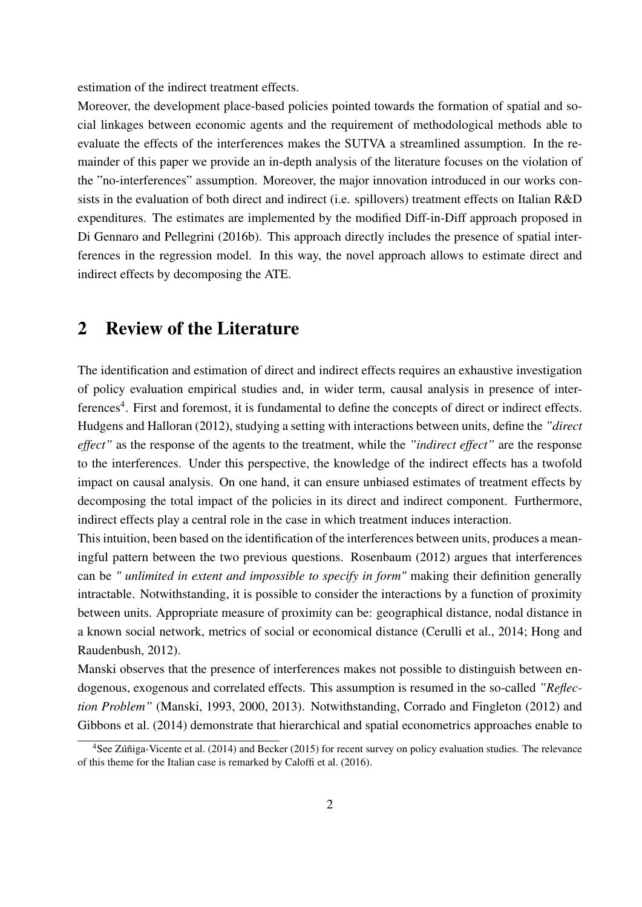estimation of the indirect treatment effects.

Moreover, the development place-based policies pointed towards the formation of spatial and social linkages between economic agents and the requirement of methodological methods able to evaluate the effects of the interferences makes the SUTVA a streamlined assumption. In the remainder of this paper we provide an in-depth analysis of the literature focuses on the violation of the "no-interferences" assumption. Moreover, the major innovation introduced in our works consists in the evaluation of both direct and indirect (i.e. spillovers) treatment effects on Italian R&D expenditures. The estimates are implemented by the modified Diff-in-Diff approach proposed in Di Gennaro and Pellegrini (2016b). This approach directly includes the presence of spatial interferences in the regression model. In this way, the novel approach allows to estimate direct and indirect effects by decomposing the ATE.

## 2 Review of the Literature

The identification and estimation of direct and indirect effects requires an exhaustive investigation of policy evaluation empirical studies and, in wider term, causal analysis in presence of interferences[4]. First and foremost, it is fundamental to define the concepts of direct or indirect effects. Hudgens and Halloran (2012), studying a setting with interactions between units, define the *"direct effect"* as the response of the agents to the treatment, while the *"indirect effect"* are the response to the interferences. Under this perspective, the knowledge of the indirect effects has a twofold impact on causal analysis. On one hand, it can ensure unbiased estimates of treatment effects by decomposing the total impact of the policies in its direct and indirect component. Furthermore, indirect effects play a central role in the case in which treatment induces interaction.

This intuition, been based on the identification of the interferences between units, produces a meaningful pattern between the two previous questions. Rosenbaum (2012) argues that interferences can be *" unlimited in extent and impossible to specify in form"* making their definition generally intractable. Notwithstanding, it is possible to consider the interactions by a function of proximity between units. Appropriate measure of proximity can be: geographical distance, nodal distance in a known social network, metrics of social or economical distance (Cerulli et al., 2014; Hong and Raudenbush, 2012).

Manski observes that the presence of interferences makes not possible to distinguish between endogenous, exogenous and correlated effects. This assumption is resumed in the so-called *"Reflection Problem"* (Manski, 1993, 2000, 2013). Notwithstanding, Corrado and Fingleton (2012) and Gibbons et al. (2014) demonstrate that hierarchical and spatial econometrics approaches enable to

[4] See Zúñiga-Vicente et al. (2014) and Becker (2015) for recent survey on policy evaluation studies. The relevance of this theme for the Italian case is remarked by Caloffi et al. (2016).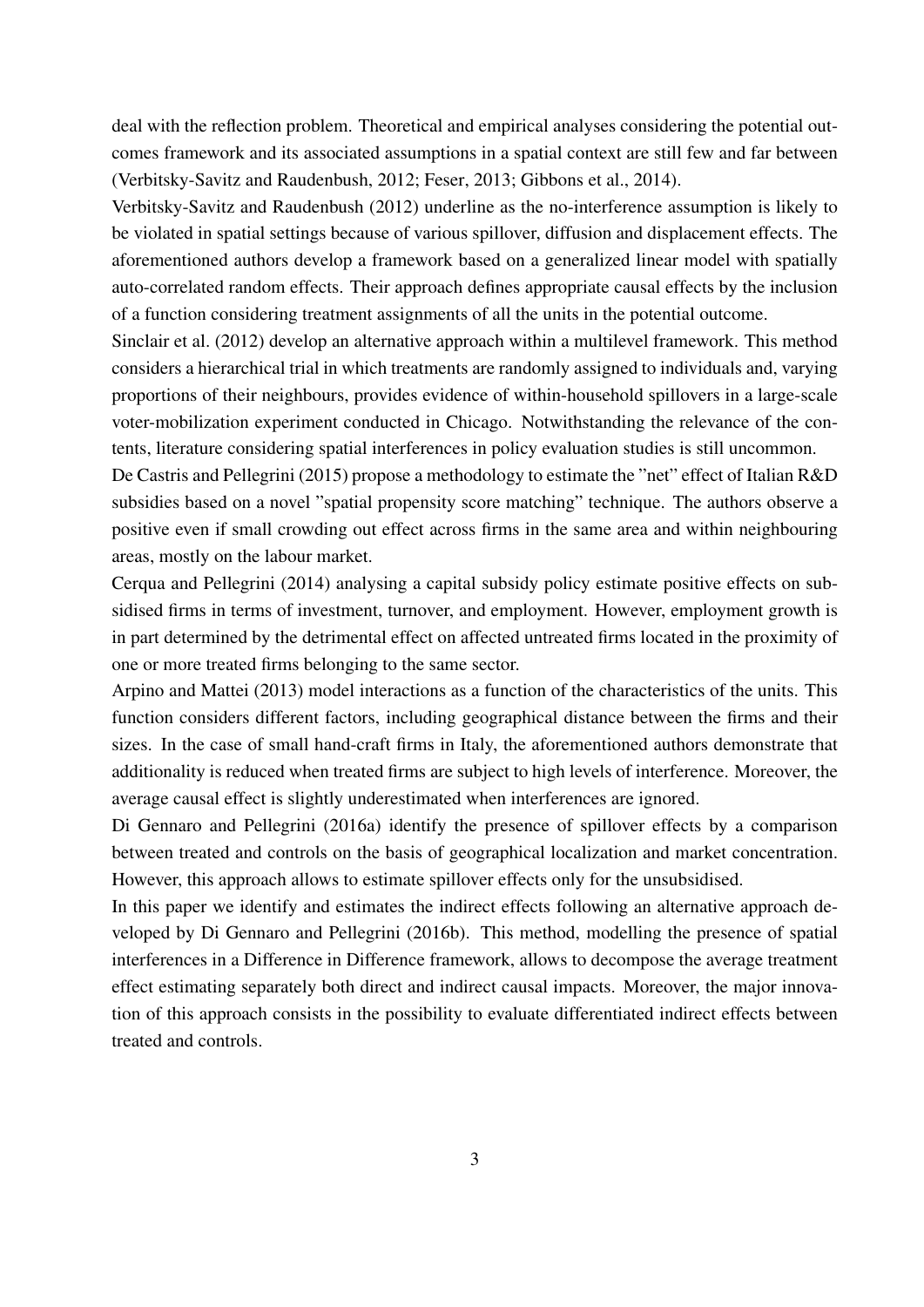deal with the reflection problem. Theoretical and empirical analyses considering the potential outcomes framework and its associated assumptions in a spatial context are still few and far between (Verbitsky-Savitz and Raudenbush, 2012; Feser, 2013; Gibbons et al., 2014).

Verbitsky-Savitz and Raudenbush (2012) underline as the no-interference assumption is likely to be violated in spatial settings because of various spillover, diffusion and displacement effects. The aforementioned authors develop a framework based on a generalized linear model with spatially auto-correlated random effects. Their approach defines appropriate causal effects by the inclusion of a function considering treatment assignments of all the units in the potential outcome.

Sinclair et al. (2012) develop an alternative approach within a multilevel framework. This method considers a hierarchical trial in which treatments are randomly assigned to individuals and, varying proportions of their neighbours, provides evidence of within-household spillovers in a large-scale voter-mobilization experiment conducted in Chicago. Notwithstanding the relevance of the contents, literature considering spatial interferences in policy evaluation studies is still uncommon.

De Castris and Pellegrini (2015) propose a methodology to estimate the "net" effect of Italian R&D subsidies based on a novel "spatial propensity score matching" technique. The authors observe a positive even if small crowding out effect across firms in the same area and within neighbouring areas, mostly on the labour market.

Cerqua and Pellegrini (2014) analysing a capital subsidy policy estimate positive effects on subsidised firms in terms of investment, turnover, and employment. However, employment growth is in part determined by the detrimental effect on affected untreated firms located in the proximity of one or more treated firms belonging to the same sector.

Arpino and Mattei (2013) model interactions as a function of the characteristics of the units. This function considers different factors, including geographical distance between the firms and their sizes. In the case of small hand-craft firms in Italy, the aforementioned authors demonstrate that additionality is reduced when treated firms are subject to high levels of interference. Moreover, the average causal effect is slightly underestimated when interferences are ignored.

Di Gennaro and Pellegrini (2016a) identify the presence of spillover effects by a comparison between treated and controls on the basis of geographical localization and market concentration. However, this approach allows to estimate spillover effects only for the unsubsidised.

In this paper we identify and estimates the indirect effects following an alternative approach developed by Di Gennaro and Pellegrini (2016b). This method, modelling the presence of spatial interferences in a Difference in Difference framework, allows to decompose the average treatment effect estimating separately both direct and indirect causal impacts. Moreover, the major innovation of this approach consists in the possibility to evaluate differentiated indirect effects between treated and controls.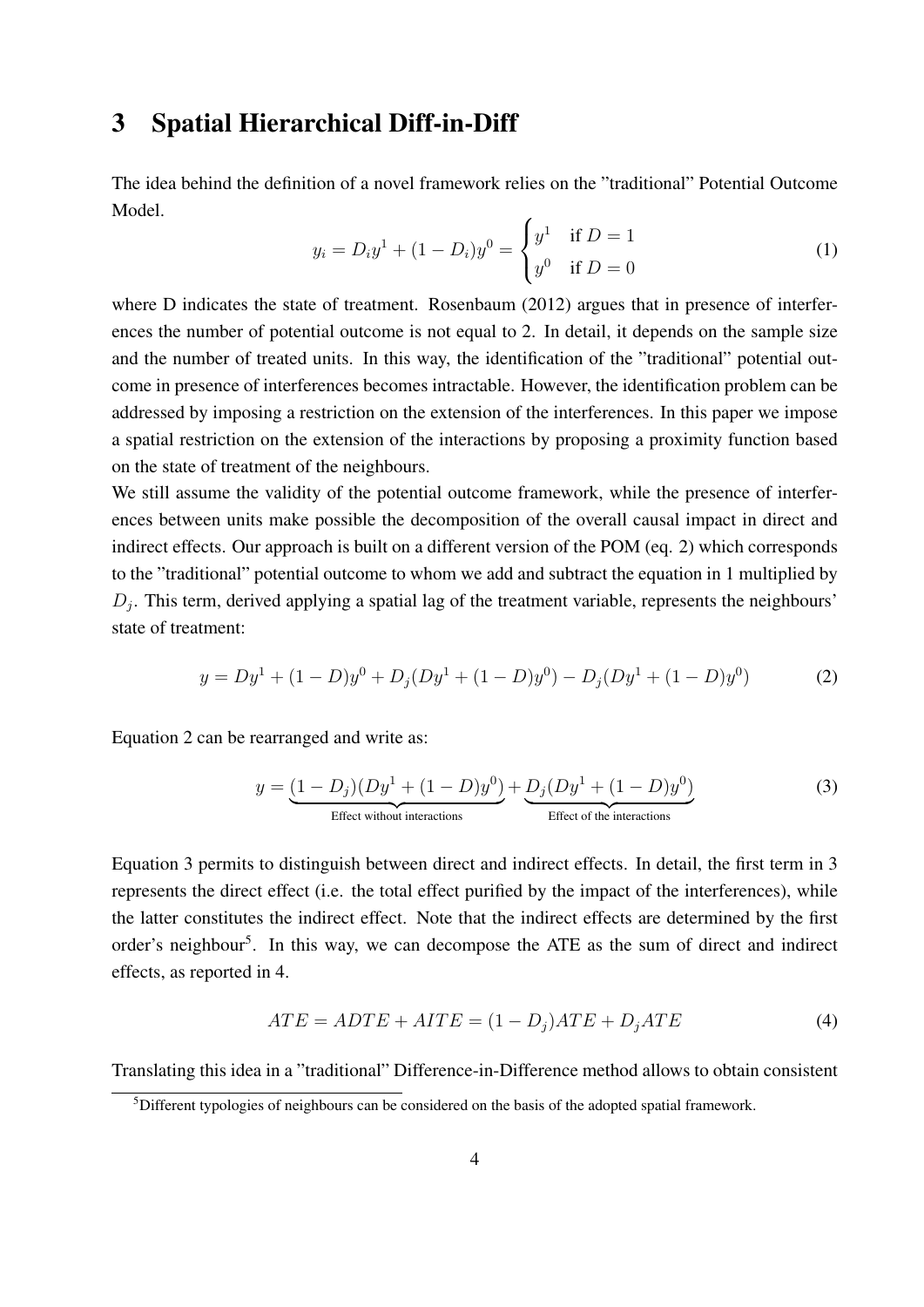## 3 Spatial Hierarchical Diff-in-Diff

The idea behind the definition of a novel framework relies on the "traditional" Potential Outcome Model.

$$y_i = D_i y^1 + (1 - D_i) y^0 = \begin{cases} y^1 & \text{if } D = 1 \\ y^0 & \text{if } D = 0 \end{cases} \tag{1}$$

where D indicates the state of treatment. Rosenbaum (2012) argues that in presence of interferences the number of potential outcome is not equal to 2. In detail, it depends on the sample size and the number of treated units. In this way, the identification of the "traditional" potential outcome in presence of interferences becomes intractable. However, the identification problem can be addressed by imposing a restriction on the extension of the interferences. In this paper we impose a spatial restriction on the extension of the interactions by proposing a proximity function based on the state of treatment of the neighbours.

We still assume the validity of the potential outcome framework, while the presence of interferences between units make possible the decomposition of the overall causal impact in direct and indirect effects. Our approach is built on a different version of the POM (eq. 2) which corresponds to the "traditional" potential outcome to whom we add and subtract the equation in 1 multiplied by $D_j$. This term, derived applying a spatial lag of the treatment variable, represents the neighbours' state of treatment:

$$y = Dy^1 + (1 - D)y^0 + D_j(Dy^1 + (1 - D)y^0) - D_j(Dy^1 + (1 - D)y^0) \tag{2}$$

Equation 2 can be rearranged and write as:

$$y = \underbrace{(1 - D_j)(Dy^1 + (1 - D)y^0)}_{\text{Effect without interactions}} + \underbrace{D_j(Dy^1 + (1 - D)y^0)}_{\text{Effect of the interactions}} \tag{3}$$

Equation 3 permits to distinguish between direct and indirect effects. In detail, the first term in 3 represents the direct effect (i.e. the total effect purified by the impact of the interferences), while the latter constitutes the indirect effect. Note that the indirect effects are determined by the first order's neighbour[5]. In this way, we can decompose the ATE as the sum of direct and indirect effects, as reported in 4.

$$ATE = ADTE + AITE = (1 - D_j)ATE + D_j ATE \tag{4}$$

Translating this idea in a "traditional" Difference-in-Difference method allows to obtain consistent

[5] Different typologies of neighbours can be considered on the basis of the adopted spatial framework.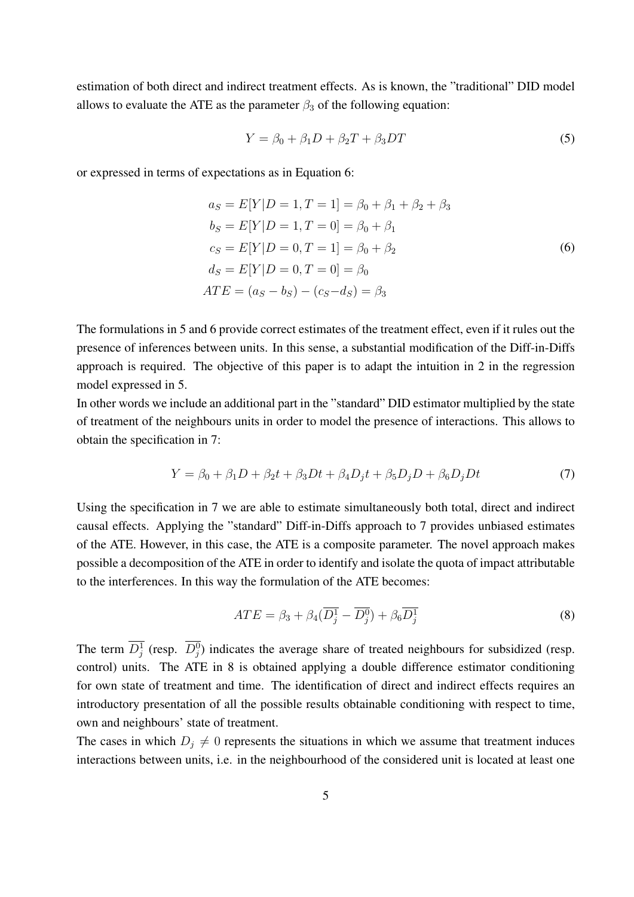estimation of both direct and indirect treatment effects. As is known, the "traditional" DID model allows to evaluate the ATE as the parameter $\beta_3$ of the following equation:

$$Y = \beta_0 + \beta_1 D + \beta_2 T + \beta_3 DT \tag{5}$$

or expressed in terms of expectations as in Equation 6:

$$\begin{aligned}
a_S &= E[Y|D=1, T=1] = \beta_0 + \beta_1 + \beta_2 + \beta_3 \\
b_S &= E[Y|D=1, T=0] = \beta_0 + \beta_1 \\
c_S &= E[Y|D=0, T=1] = \beta_0 + \beta_2 \\
d_S &= E[Y|D=0, T=0] = \beta_0 \\
ATE &= (a_S - b_S) - (c_S - d_S) = \beta_3
\end{aligned} \tag{6}$$

The formulations in 5 and 6 provide correct estimates of the treatment effect, even if it rules out the presence of inferences between units. In this sense, a substantial modification of the Diff-in-Diffs approach is required. The objective of this paper is to adapt the intuition in 2 in the regression model expressed in 5.

In other words we include an additional part in the "standard" DID estimator multiplied by the state of treatment of the neighbours units in order to model the presence of interactions. This allows to obtain the specification in 7:

$$Y = \beta_0 + \beta_1 D + \beta_2 t + \beta_3 Dt + \beta_4 D_j t + \beta_5 D_j D + \beta_6 D_j Dt \tag{7}$$

Using the specification in 7 we are able to estimate simultaneously both total, direct and indirect causal effects. Applying the "standard" Diff-in-Diffs approach to 7 provides unbiased estimates of the ATE. However, in this case, the ATE is a composite parameter. The novel approach makes possible a decomposition of the ATE in order to identify and isolate the quota of impact attributable to the interferences. In this way the formulation of the ATE becomes:

$$ATE = \beta_3 + \beta_4(\overline{D_j^1} - \overline{D_j^0}) + \beta_6 \overline{D_j^1} \tag{8}$$

The term $\overline{D_j^1}$ (resp. $\overline{D_j^0}$) indicates the average share of treated neighbours for subsidized (resp. control) units. The ATE in 8 is obtained applying a double difference estimator conditioning for own state of treatment and time. The identification of direct and indirect effects requires an introductory presentation of all the possible results obtainable conditioning with respect to time, own and neighbours' state of treatment.

The cases in which $D_j \neq 0$ represents the situations in which we assume that treatment induces interactions between units, i.e. in the neighbourhood of the considered unit is located at least one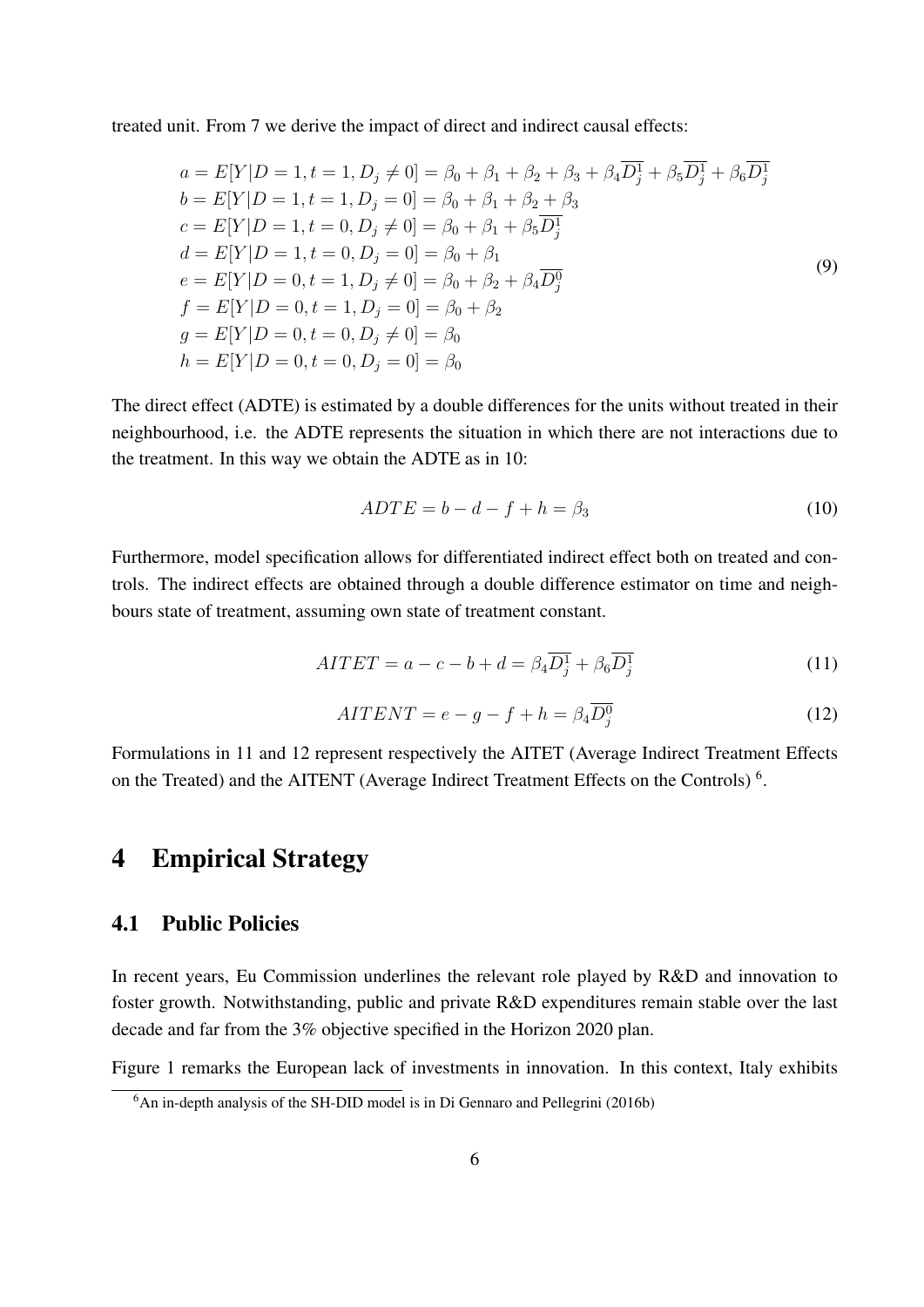treated unit. From 7 we derive the impact of direct and indirect causal effects:

$$
\begin{aligned}
a &= E[Y|D=1, t=1, D_j \neq 0] = \beta_0 + \beta_1 + \beta_2 + \beta_3 + \beta_4 \overline{D_j^1} + \beta_5 \overline{D_j^1} + \beta_6 \overline{D_j^1} \\
b &= E[Y|D=1, t=1, D_j = 0] = \beta_0 + \beta_1 + \beta_2 + \beta_3 \\
c &= E[Y|D=1, t=0, D_j \neq 0] = \beta_0 + \beta_1 + \beta_5 \overline{D_j^1} \\
d &= E[Y|D=1, t=0, D_j = 0] = \beta_0 + \beta_1 \\
e &= E[Y|D=0, t=1, D_j \neq 0] = \beta_0 + \beta_2 + \beta_4 \overline{D_j^0} \\
f &= E[Y|D=0, t=1, D_j = 0] = \beta_0 + \beta_2 \\
g &= E[Y|D=0, t=0, D_j \neq 0] = \beta_0 \\
h &= E[Y|D=0, t=0, D_j = 0] = \beta_0
\end{aligned}
\tag{9}
$$

The direct effect (ADTE) is estimated by a double differences for the units without treated in their neighbourhood, i.e. the ADTE represents the situation in which there are not interactions due to the treatment. In this way we obtain the ADTE as in 10:

$$ADTE = b - d - f + h = \beta_3 \tag{10}$$

Furthermore, model specification allows for differentiated indirect effect both on treated and controls. The indirect effects are obtained through a double difference estimator on time and neighbours state of treatment, assuming own state of treatment constant.

$$AITET = a - c - b + d = \beta_4 \overline{D_j^1} + \beta_6 \overline{D_j^1} \tag{11}$$

$$AITENT = e - g - f + h = \beta_4 \overline{D_j^0} \tag{12}$$

Formulations in 11 and 12 represent respectively the AITET (Average Indirect Treatment Effects on the Treated) and the AITENT (Average Indirect Treatment Effects on the Controls) [6].

# 4 Empirical Strategy

## 4.1 Public Policies

In recent years, Eu Commission underlines the relevant role played by R&D and innovation to foster growth. Notwithstanding, public and private R&D expenditures remain stable over the last decade and far from the 3% objective specified in the Horizon 2020 plan.

Figure 1 remarks the European lack of investments in innovation. In this context, Italy exhibits

[6] An in-depth analysis of the SH-DID model is in Di Gennaro and Pellegrini (2016b)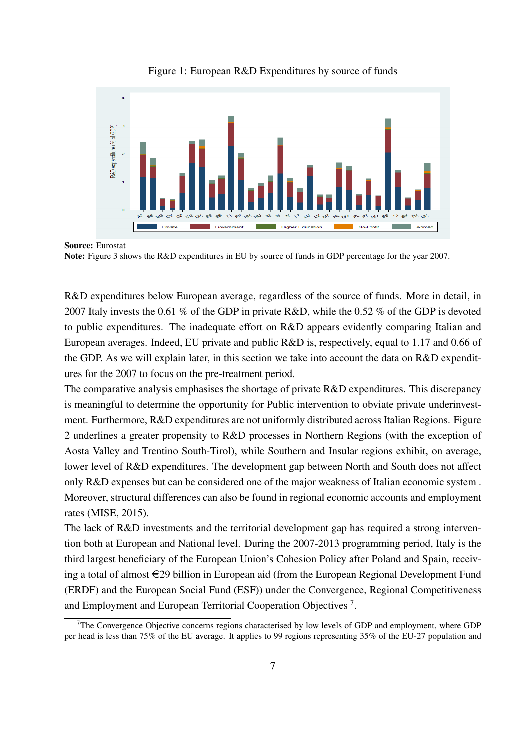Figure 1: European R&D Expenditures by source of funds

**Source:** Eurostat
**Note:** Figure 3 shows the R&D expenditures in EU by source of funds in GDP percentage for the year 2007.

R&D expenditures below European average, regardless of the source of funds. More in detail, in 2007 Italy invests the 0.61 % of the GDP in private R&D, while the 0.52 % of the GDP is devoted to public expenditures. The inadequate effort on R&D appears evidently comparing Italian and European averages. Indeed, EU private and public R&D is, respectively, equal to 1.17 and 0.66 of the GDP. As we will explain later, in this section we take into account the data on R&D expenditures for the 2007 to focus on the pre-treatment period.

The comparative analysis emphasises the shortage of private R&D expenditures. This discrepancy is meaningful to determine the opportunity for Public intervention to obviate private underinvestment. Furthermore, R&D expenditures are not uniformly distributed across Italian Regions. Figure 2 underlines a greater propensity to R&D processes in Northern Regions (with the exception of Aosta Valley and Trentino South-Tirol), while Southern and Insular regions exhibit, on average, lower level of R&D expenditures. The development gap between North and South does not affect only R&D expenses but can be considered one of the major weakness of Italian economic system . Moreover, structural differences can also be found in regional economic accounts and employment rates (MISE, 2015).

The lack of R&D investments and the territorial development gap has required a strong intervention both at European and National level. During the 2007-2013 programming period, Italy is the third largest beneficiary of the European Union's Cohesion Policy after Poland and Spain, receiving a total of almost €29 billion in European aid (from the European Regional Development Fund (ERDF) and the European Social Fund (ESF)) under the Convergence, Regional Competitiveness and Employment and European Territorial Cooperation Objectives [7].

[7] The Convergence Objective concerns regions characterised by low levels of GDP and employment, where GDP per head is less than 75% of the EU average. It applies to 99 regions representing 35% of the EU-27 population and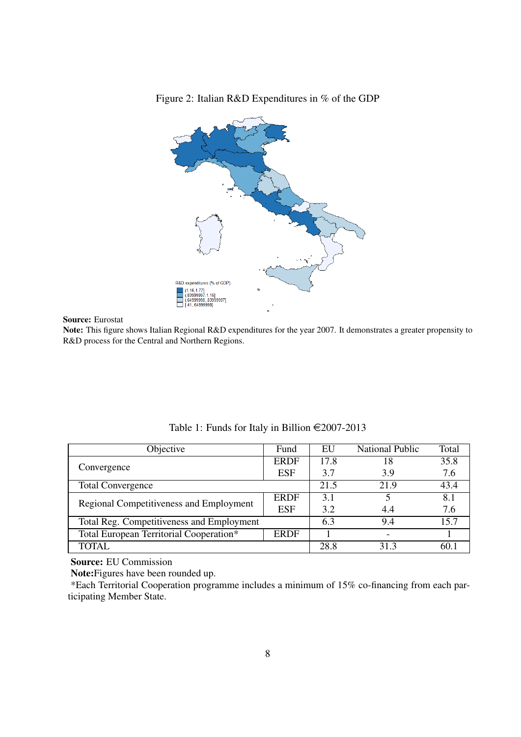Figure 2: Italian R&D Expenditures in % of the GDP

**Source:** Eurostat

**Note:** This figure shows Italian Regional R&D expenditures for the year 2007. It demonstrates a greater propensity to R&D process for the Central and Northern Regions.

Table 1: Funds for Italy in Billion €2007-2013

| Objective | Fund | EU | National Public | Total |
|---|---|---|---|---|
| Convergence | ERDF | 17.8 | 18 | 35.8 |
| | ESF | 3.7 | 3.9 | 7.6 |
| Total Convergence | | 21.5 | 21.9 | 43.4 |
| Regional Competitiveness and Employment | ERDF | 3.1 | 5 | 8.1 |
| | ESF | 3.2 | 4.4 | 7.6 |
| Total Reg. Competitiveness and Employment | | 6.3 | 9.4 | 15.7 |
| Total European Territorial Cooperation* | ERDF | 1 | - | 1 |
| TOTAL | | 28.8 | 31.3 | 60.1 |

**Source:** EU Commission

**Note:**Figures have been rounded up.

*Each Territorial Cooperation programme includes a minimum of 15% co-financing from each participating Member State.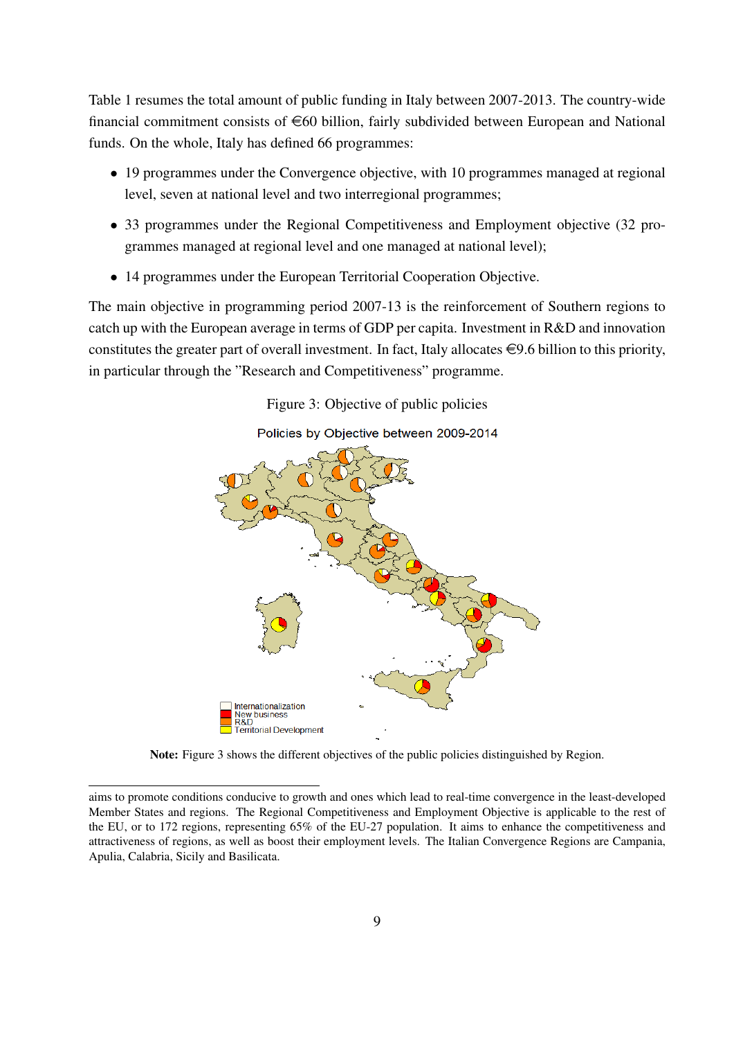Table 1 resumes the total amount of public funding in Italy between 2007-2013. The country-wide financial commitment consists of €60 billion, fairly subdivided between European and National funds. On the whole, Italy has defined 66 programmes:

- 19 programmes under the Convergence objective, with 10 programmes managed at regional level, seven at national level and two interregional programmes;
- 33 programmes under the Regional Competitiveness and Employment objective (32 programmes managed at regional level and one managed at national level);
- 14 programmes under the European Territorial Cooperation Objective.

The main objective in programming period 2007-13 is the reinforcement of Southern regions to catch up with the European average in terms of GDP per capita. Investment in R&D and innovation constitutes the greater part of overall investment. In fact, Italy allocates €9.6 billion to this priority, in particular through the "Research and Competitiveness" programme.

Figure 3: Objective of public policies

Policies by Objective between 2009-2014

Internationalization
New business
R&D
Territorial Development

**Note:** Figure 3 shows the different objectives of the public policies distinguished by Region.

---

aims to promote conditions conducive to growth and ones which lead to real-time convergence in the least-developed Member States and regions. The Regional Competitiveness and Employment Objective is applicable to the rest of the EU, or to 172 regions, representing 65% of the EU-27 population. It aims to enhance the competitiveness and attractiveness of regions, as well as boost their employment levels. The Italian Convergence Regions are Campania, Apulia, Calabria, Sicily and Basilicata.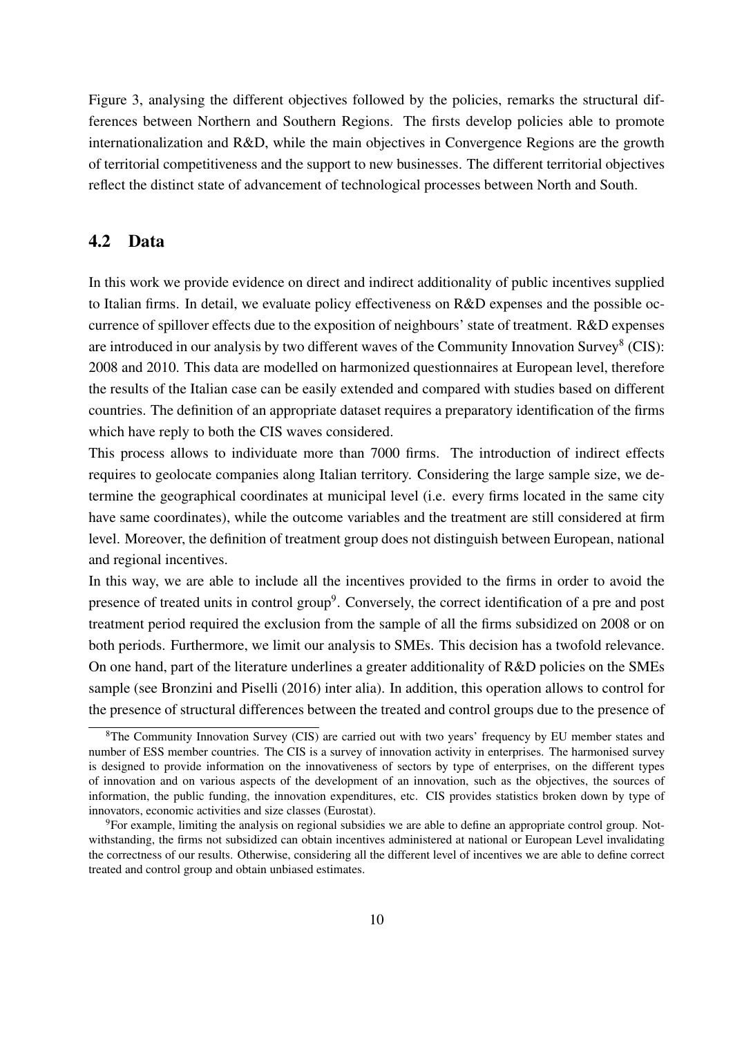Figure 3, analysing the different objectives followed by the policies, remarks the structural differences between Northern and Southern Regions. The firsts develop policies able to promote internationalization and R&D, while the main objectives in Convergence Regions are the growth of territorial competitiveness and the support to new businesses. The different territorial objectives reflect the distinct state of advancement of technological processes between North and South.

## 4.2 Data

In this work we provide evidence on direct and indirect additionality of public incentives supplied to Italian firms. In detail, we evaluate policy effectiveness on R&D expenses and the possible occurrence of spillover effects due to the exposition of neighbours' state of treatment. R&D expenses are introduced in our analysis by two different waves of the Community Innovation Survey[8] (CIS): 2008 and 2010. This data are modelled on harmonized questionnaires at European level, therefore the results of the Italian case can be easily extended and compared with studies based on different countries. The definition of an appropriate dataset requires a preparatory identification of the firms which have reply to both the CIS waves considered.

This process allows to individuate more than 7000 firms. The introduction of indirect effects requires to geolocate companies along Italian territory. Considering the large sample size, we determine the geographical coordinates at municipal level (i.e. every firms located in the same city have same coordinates), while the outcome variables and the treatment are still considered at firm level. Moreover, the definition of treatment group does not distinguish between European, national and regional incentives.

In this way, we are able to include all the incentives provided to the firms in order to avoid the presence of treated units in control group[9]. Conversely, the correct identification of a pre and post treatment period required the exclusion from the sample of all the firms subsidized on 2008 or on both periods. Furthermore, we limit our analysis to SMEs. This decision has a twofold relevance. On one hand, part of the literature underlines a greater additionality of R&D policies on the SMEs sample (see Bronzini and Piselli (2016) inter alia). In addition, this operation allows to control for the presence of structural differences between the treated and control groups due to the presence of

[8]The Community Innovation Survey (CIS) are carried out with two years' frequency by EU member states and number of ESS member countries. The CIS is a survey of innovation activity in enterprises. The harmonised survey is designed to provide information on the innovativeness of sectors by type of enterprises, on the different types of innovation and on various aspects of the development of an innovation, such as the objectives, the sources of information, the public funding, the innovation expenditures, etc. CIS provides statistics broken down by type of innovators, economic activities and size classes (Eurostat).

[9]For example, limiting the analysis on regional subsidies we are able to define an appropriate control group. Notwithstanding, the firms not subsidized can obtain incentives administered at national or European Level invalidating the correctness of our results. Otherwise, considering all the different level of incentives we are able to define correct treated and control group and obtain unbiased estimates.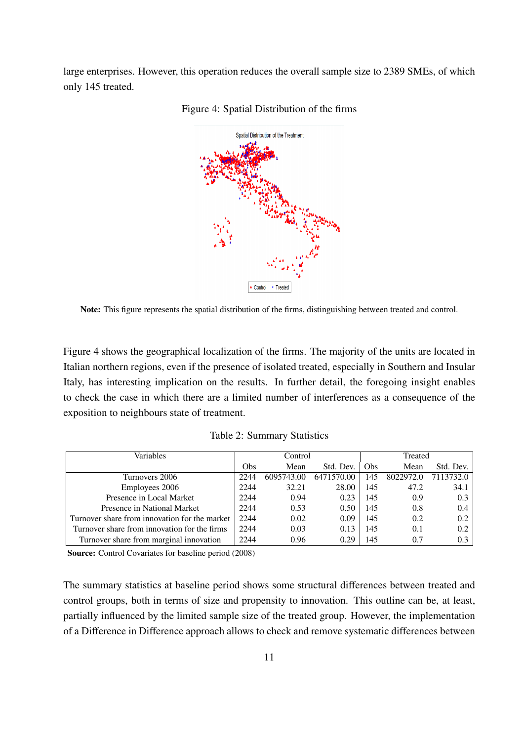large enterprises. However, this operation reduces the overall sample size to 2389 SMEs, of which only 145 treated.

Figure 4: Spatial Distribution of the firms

**Note:** This figure represents the spatial distribution of the firms, distinguishing between treated and control.

Figure 4 shows the geographical localization of the firms. The majority of the units are located in Italian northern regions, even if the presence of isolated treated, especially in Southern and Insular Italy, has interesting implication on the results. In further detail, the foregoing insight enables to check the case in which there are a limited number of interferences as a consequence of the exposition to neighbours state of treatment.

Table 2: Summary Statistics

| Variables | Control | | | Treated | | |
|---|---|---|---|---|---|---|
| | Obs | Mean | Std. Dev. | Obs | Mean | Std. Dev. |
| Turnovers 2006 | 2244 | 6095743.00 | 6471570.00 | 145 | 8022972.0 | 7113732.0 |
| Employees 2006 | 2244 | 32.21 | 28.00 | 145 | 47.2 | 34.1 |
| Presence in Local Market | 2244 | 0.94 | 0.23 | 145 | 0.9 | 0.3 |
| Presence in National Market | 2244 | 0.53 | 0.50 | 145 | 0.8 | 0.4 |
| Turnover share from innovation for the market | 2244 | 0.02 | 0.09 | 145 | 0.2 | 0.2 |
| Turnover share from innovation for the firms | 2244 | 0.03 | 0.13 | 145 | 0.1 | 0.2 |
| Turnover share from marginal innovation | 2244 | 0.96 | 0.29 | 145 | 0.7 | 0.3 |

**Source:** Control Covariates for baseline period (2008)

The summary statistics at baseline period shows some structural differences between treated and control groups, both in terms of size and propensity to innovation. This outline can be, at least, partially influenced by the limited sample size of the treated group. However, the implementation of a Difference in Difference approach allows to check and remove systematic differences between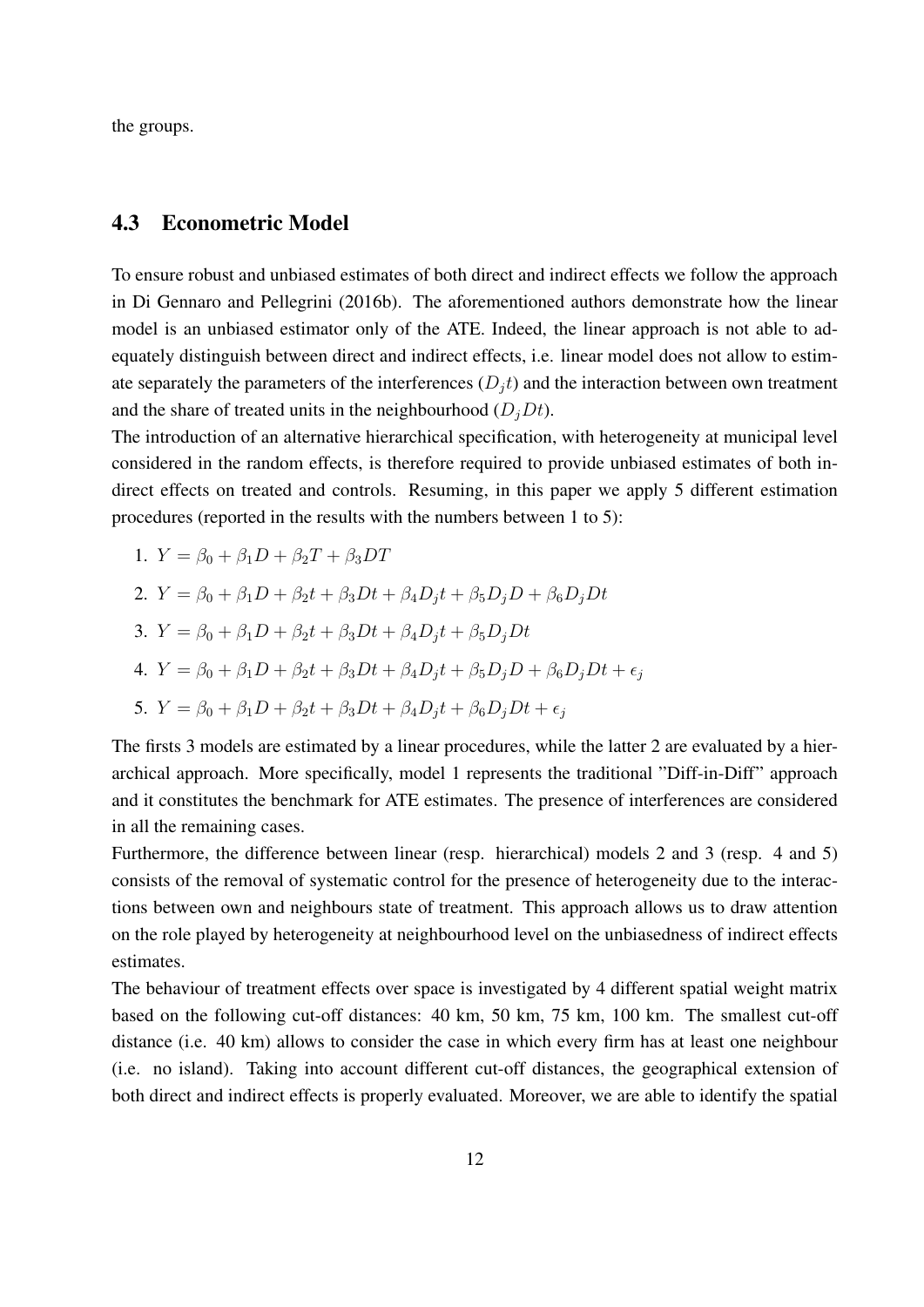the groups.

## 4.3 Econometric Model

To ensure robust and unbiased estimates of both direct and indirect effects we follow the approach in Di Gennaro and Pellegrini (2016b). The aforementioned authors demonstrate how the linear model is an unbiased estimator only of the ATE. Indeed, the linear approach is not able to adequately distinguish between direct and indirect effects, i.e. linear model does not allow to estimate separately the parameters of the interferences ($D_j t$) and the interaction between own treatment and the share of treated units in the neighbourhood ($D_j Dt$).
The introduction of an alternative hierarchical specification, with heterogeneity at municipal level considered in the random effects, is therefore required to provide unbiased estimates of both indirect effects on treated and controls. Resuming, in this paper we apply 5 different estimation procedures (reported in the results with the numbers between 1 to 5):

1. $Y = \beta_0 + \beta_1 D + \beta_2 T + \beta_3 DT$
2. $Y = \beta_0 + \beta_1 D + \beta_2 t + \beta_3 Dt + \beta_4 D_j t + \beta_5 D_j D + \beta_6 D_j Dt$
3. $Y = \beta_0 + \beta_1 D + \beta_2 t + \beta_3 Dt + \beta_4 D_j t + \beta_5 D_j Dt$
4. $Y = \beta_0 + \beta_1 D + \beta_2 t + \beta_3 Dt + \beta_4 D_j t + \beta_5 D_j D + \beta_6 D_j Dt + \epsilon_j$
5. $Y = \beta_0 + \beta_1 D + \beta_2 t + \beta_3 Dt + \beta_4 D_j t + \beta_6 D_j Dt + \epsilon_j$

The firsts 3 models are estimated by a linear procedures, while the latter 2 are evaluated by a hierarchical approach. More specifically, model 1 represents the traditional "Diff-in-Diff" approach and it constitutes the benchmark for ATE estimates. The presence of interferences are considered in all the remaining cases.
Furthermore, the difference between linear (resp. hierarchical) models 2 and 3 (resp. 4 and 5) consists of the removal of systematic control for the presence of heterogeneity due to the interactions between own and neighbours state of treatment. This approach allows us to draw attention on the role played by heterogeneity at neighbourhood level on the unbiasedness of indirect effects estimates.
The behaviour of treatment effects over space is investigated by 4 different spatial weight matrix based on the following cut-off distances: 40 km, 50 km, 75 km, 100 km. The smallest cut-off distance (i.e. 40 km) allows to consider the case in which every firm has at least one neighbour (i.e. no island). Taking into account different cut-off distances, the geographical extension of both direct and indirect effects is properly evaluated. Moreover, we are able to identify the spatial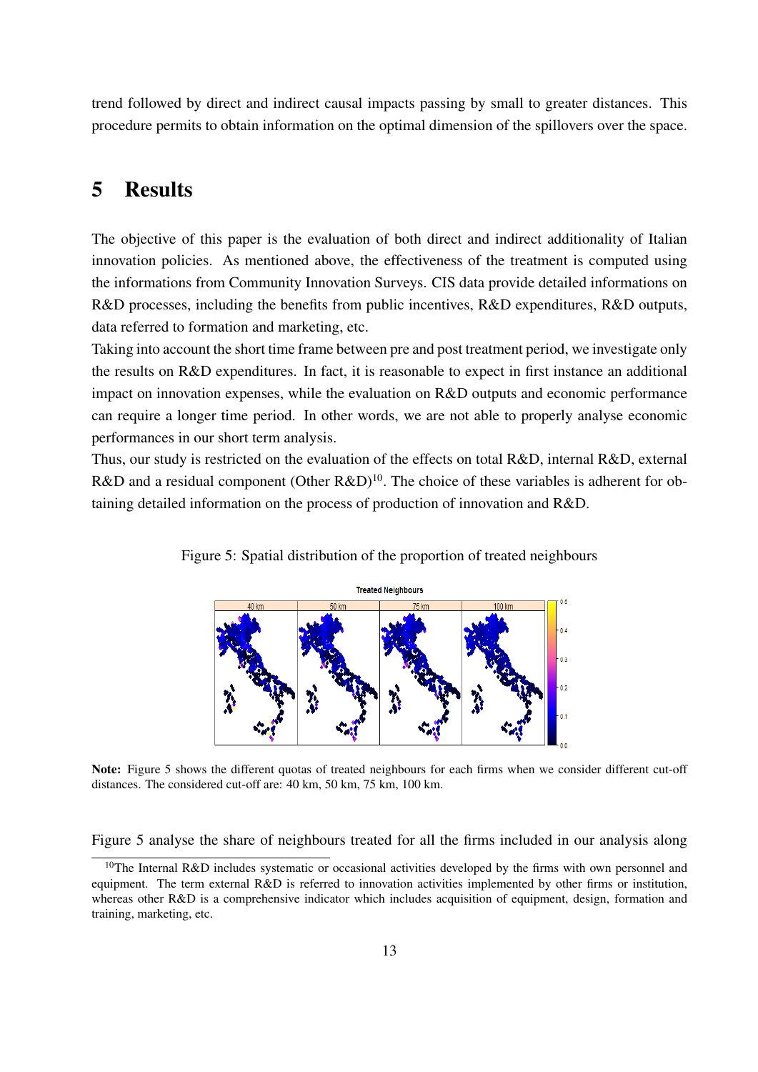trend followed by direct and indirect causal impacts passing by small to greater distances. This procedure permits to obtain information on the optimal dimension of the spillovers over the space.

## 5 Results

The objective of this paper is the evaluation of both direct and indirect additionality of Italian innovation policies. As mentioned above, the effectiveness of the treatment is computed using the informations from Community Innovation Surveys. CIS data provide detailed informations on R&D processes, including the benefits from public incentives, R&D expenditures, R&D outputs, data referred to formation and marketing, etc.

Taking into account the short time frame between pre and post treatment period, we investigate only the results on R&D expenditures. In fact, it is reasonable to expect in first instance an additional impact on innovation expenses, while the evaluation on R&D outputs and economic performance can require a longer time period. In other words, we are not able to properly analyse economic performances in our short term analysis.

Thus, our study is restricted on the evaluation of the effects on total R&D, internal R&D, external R&D and a residual component (Other R&D)[10]. The choice of these variables is adherent for obtaining detailed information on the process of production of innovation and R&D.

Figure 5: Spatial distribution of the proportion of treated neighbours

**Note:** Figure 5 shows the different quotas of treated neighbours for each firms when we consider different cut-off distances. The considered cut-off are: 40 km, 50 km, 75 km, 100 km.

Figure 5 analyse the share of neighbours treated for all the firms included in our analysis along

[10] The Internal R&D includes systematic or occasional activities developed by the firms with own personnel and equipment. The term external R&D is referred to innovation activities implemented by other firms or institution, whereas other R&D is a comprehensive indicator which includes acquisition of equipment, design, formation and training, marketing, etc.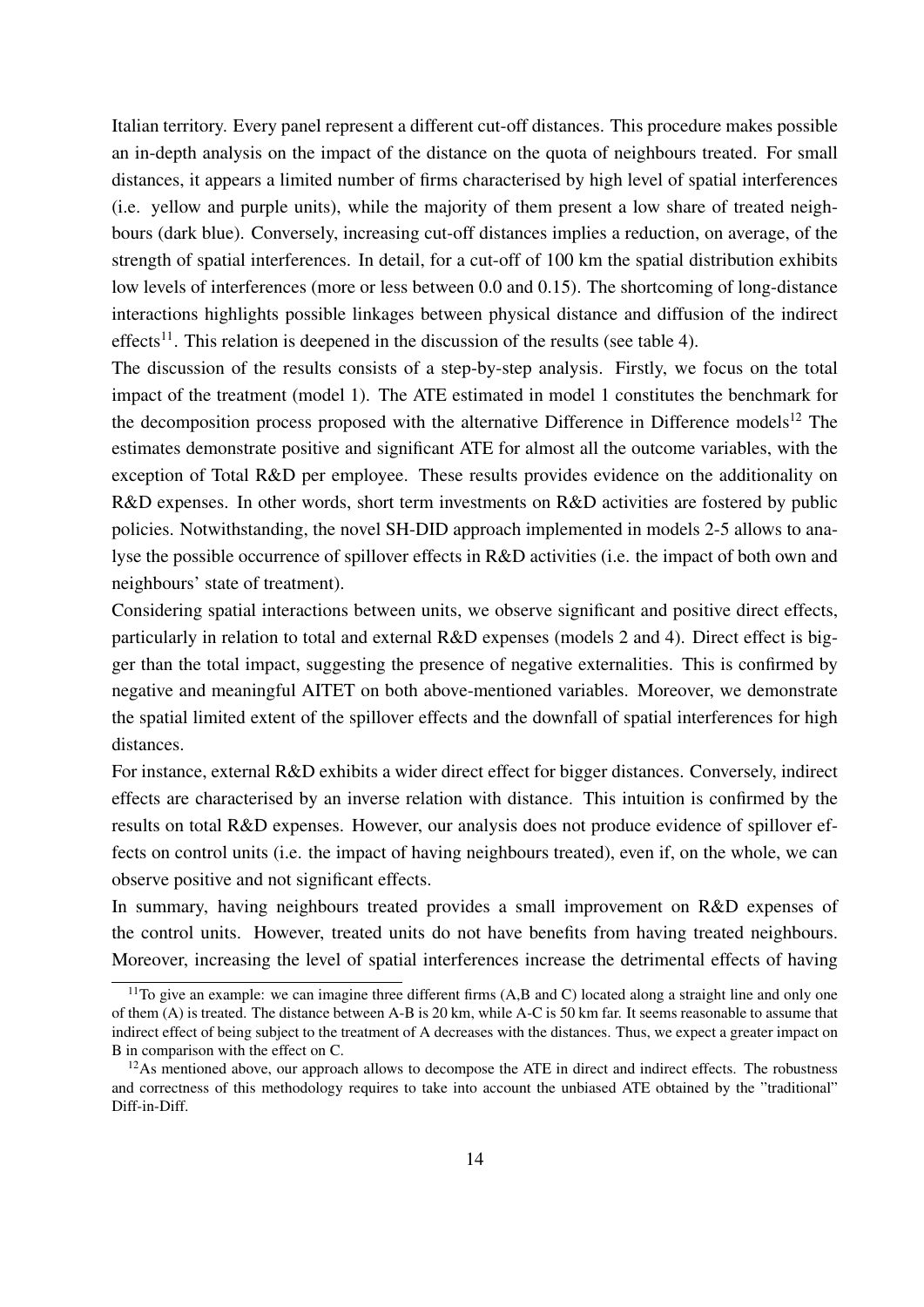Italian territory. Every panel represent a different cut-off distances. This procedure makes possible an in-depth analysis on the impact of the distance on the quota of neighbours treated. For small distances, it appears a limited number of firms characterised by high level of spatial interferences (i.e. yellow and purple units), while the majority of them present a low share of treated neighbours (dark blue). Conversely, increasing cut-off distances implies a reduction, on average, of the strength of spatial interferences. In detail, for a cut-off of 100 km the spatial distribution exhibits low levels of interferences (more or less between 0.0 and 0.15). The shortcoming of long-distance interactions highlights possible linkages between physical distance and diffusion of the indirect effects[11]. This relation is deepened in the discussion of the results (see table 4).

The discussion of the results consists of a step-by-step analysis. Firstly, we focus on the total impact of the treatment (model 1). The ATE estimated in model 1 constitutes the benchmark for the decomposition process proposed with the alternative Difference in Difference models[12] The estimates demonstrate positive and significant ATE for almost all the outcome variables, with the exception of Total R&D per employee. These results provides evidence on the additionality on R&D expenses. In other words, short term investments on R&D activities are fostered by public policies. Notwithstanding, the novel SH-DID approach implemented in models 2-5 allows to analyse the possible occurrence of spillover effects in R&D activities (i.e. the impact of both own and neighbours' state of treatment).

Considering spatial interactions between units, we observe significant and positive direct effects, particularly in relation to total and external R&D expenses (models 2 and 4). Direct effect is bigger than the total impact, suggesting the presence of negative externalities. This is confirmed by negative and meaningful AITET on both above-mentioned variables. Moreover, we demonstrate the spatial limited extent of the spillover effects and the downfall of spatial interferences for high distances.

For instance, external R&D exhibits a wider direct effect for bigger distances. Conversely, indirect effects are characterised by an inverse relation with distance. This intuition is confirmed by the results on total R&D expenses. However, our analysis does not produce evidence of spillover effects on control units (i.e. the impact of having neighbours treated), even if, on the whole, we can observe positive and not significant effects.

In summary, having neighbours treated provides a small improvement on R&D expenses of the control units. However, treated units do not have benefits from having treated neighbours. Moreover, increasing the level of spatial interferences increase the detrimental effects of having

[11] To give an example: we can imagine three different firms (A,B and C) located along a straight line and only one of them (A) is treated. The distance between A-B is 20 km, while A-C is 50 km far. It seems reasonable to assume that indirect effect of being subject to the treatment of A decreases with the distances. Thus, we expect a greater impact on B in comparison with the effect on C.

[12] As mentioned above, our approach allows to decompose the ATE in direct and indirect effects. The robustness and correctness of this methodology requires to take into account the unbiased ATE obtained by the "traditional" Diff-in-Diff.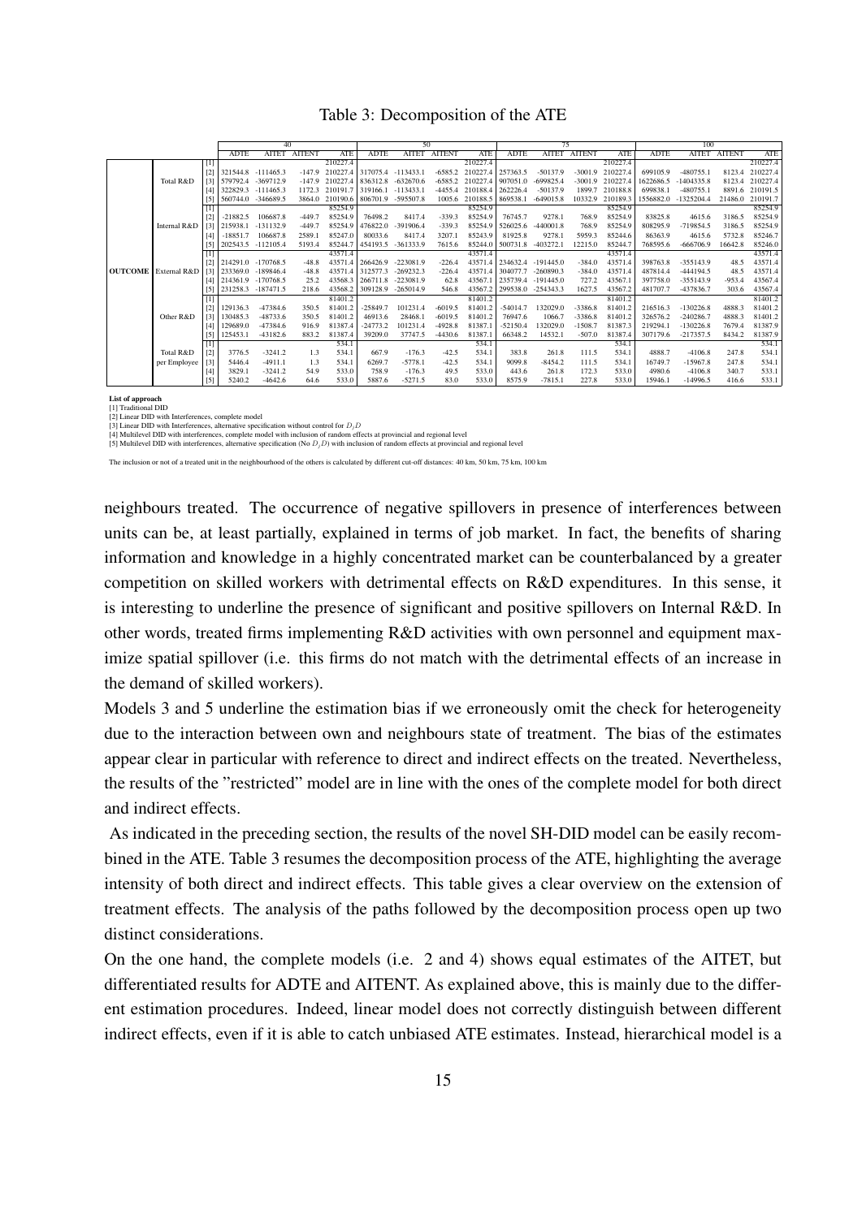Table 3: Decomposition of the ATE

| | | | 40 | | | | 50 | | | | 75 | | | | 100 | | | |
|---|---|---|---|---|---|---|---|---|---|---|---|---|---|---|---|---|---|---|
| | | | ADTE | AITET | AITENT | ATE | ADTE | AITET | AITENT | ATE | ADTE | AITET | AITENT | ATE | ADTE | AITET | AITENT | ATE |
| **OUTCOME** | Total R&D | [1] | | | | 210227.4 | | | | 210227.4 | | | | 210227.4 | | | | 210227.4 |
| | | [2] | 321544.8 | -111465.3 | -147.9 | 210227.4 | 317075.4 | -113433.1 | -6585.2 | 210227.4 | 257363.5 | -50137.9 | -3001.9 | 210227.4 | 699105.9 | -480755.1 | 8123.4 | 210227.4 |
| | | [3] | 579792.4 | -369712.9 | -147.9 | 210227.4 | 836312.8 | -632670.6 | -6585.2 | 210227.4 | 907051.0 | -699825.4 | -3001.9 | 210227.4 | 1622686.5 | -1404335.8 | 8123.4 | 210227.4 |
| | | [4] | 322829.3 | -111465.3 | 1172.3 | 210191.7 | 319166.1 | -113433.1 | -4455.4 | 210188.4 | 262226.4 | -50137.9 | 1899.7 | 210188.8 | 699838.1 | -480755.1 | 8891.6 | 210191.5 |
| | | [5] | 560744.0 | -346689.5 | 3864.0 | 210190.6 | 806701.9 | -595507.8 | 1005.6 | 210188.5 | 869538.1 | -649015.8 | 10332.9 | 210189.3 | 1556882.0 | -1325204.4 | 21486.0 | 210191.7 |
| | Internal R&D | [1] | | | | 85254.9 | | | | 85254.9 | | | | 85254.9 | | | | 85254.9 |
| | | [2] | -21882.5 | 106687.8 | -449.7 | 85254.9 | 76498.2 | 8417.4 | -339.3 | 85254.9 | 76745.7 | 9278.1 | 768.9 | 85254.9 | 83825.8 | 4615.6 | 3186.5 | 85254.9 |
| | | [3] | 215938.1 | -131132.9 | -449.7 | 85254.9 | 476822.0 | -391906.4 | -339.3 | 85254.9 | 526025.6 | -440001.8 | 768.9 | 85254.9 | 808295.9 | -719854.5 | 3186.5 | 85254.9 |
| | | [4] | -18851.7 | 106687.8 | 2589.1 | 85247.0 | 80033.6 | 8417.4 | 3207.1 | 85243.9 | 81925.8 | 9278.1 | 5959.3 | 85244.6 | 86363.9 | 4615.6 | 5732.8 | 85246.7 |
| | | [5] | 202543.5 | -112105.4 | 5193.4 | 85244.7 | 454193.5 | -361333.9 | 7615.6 | 85244.0 | 500731.8 | -403272.1 | 12215.0 | 85244.7 | 768595.6 | -666706.9 | 16642.8 | 85246.0 |
| | External R&D | [1] | | | | 43571.4 | | | | 43571.4 | | | | 43571.4 | | | | 43571.4 |
| | | [2] | 214291.0 | -170768.5 | -48.8 | 43571.4 | 266426.9 | -223081.9 | -226.4 | 43571.4 | 234632.4 | -191445.0 | -384.0 | 43571.4 | 398763.8 | -355143.9 | 48.5 | 43571.4 |
| | | [3] | 233369.0 | -189846.4 | -48.8 | 43571.4 | 312577.3 | -269232.3 | -226.4 | 43571.4 | 304077.7 | -260890.3 | -384.0 | 43571.4 | 487814.4 | -444194.5 | 48.5 | 43571.4 |
| | | [4] | 214361.9 | -170768.5 | 25.2 | 43568.3 | 266711.8 | -223081.9 | 62.8 | 43567.1 | 235739.4 | -191445.0 | 727.2 | 43567.1 | 397758.0 | -355143.9 | -953.4 | 43567.4 |
| | | [5] | 231258.3 | -187471.5 | 218.6 | 43568.2 | 309128.9 | -265014.9 | 546.8 | 43567.2 | 299538.0 | -254343.3 | 1627.5 | 43567.2 | 481707.7 | -437836.7 | 303.6 | 43567.4 |
| | Other R&D | [1] | | | | 81401.2 | | | | 81401.2 | | | | 81401.2 | | | | 81401.2 |
| | | [2] | 129136.3 | -47384.6 | 350.5 | 81401.2 | -25849.7 | 101231.4 | -6019.5 | 81401.2 | -54014.7 | 132029.0 | -3386.8 | 81401.2 | 216516.3 | -130226.8 | 4888.3 | 81401.2 |
| | | [3] | 130485.3 | -48733.6 | 350.5 | 81401.2 | 46913.6 | 28468.1 | -6019.5 | 81401.2 | 76947.6 | 1066.7 | -3386.8 | 81401.2 | 326576.2 | -240286.7 | 4888.3 | 81401.2 |
| | | [4] | 129689.0 | -47384.6 | 916.9 | 81387.4 | -24773.2 | 101231.4 | -4928.8 | 81387.1 | -52150.4 | 132029.0 | -1508.7 | 81387.3 | 219294.1 | -130226.8 | 7679.4 | 81387.9 |
| | | [5] | 125453.1 | -43182.6 | 883.2 | 81387.4 | 39209.0 | 37747.5 | -4430.6 | 81387.1 | 66348.2 | 14532.1 | -507.0 | 81387.4 | 307179.6 | -217357.5 | 8434.2 | 81387.9 |
| | Total R&D per Employee | [1] | | | | 534.1 | | | | 534.1 | | | | 534.1 | | | | 534.1 |
| | | [2] | 3776.5 | -3241.2 | 1.3 | 534.1 | 667.9 | -176.3 | -42.5 | 534.1 | 383.8 | 261.8 | 111.5 | 534.1 | 4888.7 | -4106.8 | 247.8 | 534.1 |
| | | [3] | 5446.4 | -4911.1 | 1.3 | 534.1 | 6269.7 | -5778.1 | -42.5 | 534.1 | 9099.8 | -8454.2 | 111.5 | 534.1 | 16749.7 | -15967.8 | 247.8 | 534.1 |
| | | [4] | 3829.1 | -3241.2 | 54.9 | 533.0 | 758.9 | -176.3 | 49.5 | 533.0 | 443.6 | 261.8 | 172.3 | 533.0 | 4980.6 | -4106.8 | 340.7 | 533.1 |
| | | [5] | 5240.2 | -4642.6 | 64.6 | 533.0 | 5887.6 | -5271.5 | 83.0 | 533.0 | 8575.9 | -7815.1 | 227.8 | 533.0 | 15946.1 | -14996.5 | 416.6 | 533.1 |

**List of approach**
[1] Traditional DID
[2] Linear DID with Interferences, complete model
[3] Linear DID with Interferences, alternative specification without control for $D_iD$
[4] Multilevel DID with interferences, complete model with inclusion of random effects at provincial and regional level
[5] Multilevel DID with interferences, alternative specification (No $D_iD$) with inclusion of random effects at provincial and regional level

The inclusion or not of a treated unit in the neighbourhood of the others is calculated by different cut-off distances: 40 km, 50 km, 75 km, 100 km

neighbours treated. The occurrence of negative spillovers in presence of interferences between units can be, at least partially, explained in terms of job market. In fact, the benefits of sharing information and knowledge in a highly concentrated market can be counterbalanced by a greater competition on skilled workers with detrimental effects on R&D expenditures. In this sense, it is interesting to underline the presence of significant and positive spillovers on Internal R&D. In other words, treated firms implementing R&D activities with own personnel and equipment maximize spatial spillover (i.e. this firms do not match with the detrimental effects of an increase in the demand of skilled workers).

Models 3 and 5 underline the estimation bias if we erroneously omit the check for heterogeneity due to the interaction between own and neighbours state of treatment. The bias of the estimates appear clear in particular with reference to direct and indirect effects on the treated. Nevertheless, the results of the "restricted" model are in line with the ones of the complete model for both direct and indirect effects.

As indicated in the preceding section, the results of the novel SH-DID model can be easily recombined in the ATE. Table 3 resumes the decomposition process of the ATE, highlighting the average intensity of both direct and indirect effects. This table gives a clear overview on the extension of treatment effects. The analysis of the paths followed by the decomposition process open up two distinct considerations.

On the one hand, the complete models (i.e. 2 and 4) shows equal estimates of the AITET, but differentiated results for ADTE and AITENT. As explained above, this is mainly due to the different estimation procedures. Indeed, linear model does not correctly distinguish between different indirect effects, even if it is able to catch unbiased ATE estimates. Instead, hierarchical model is a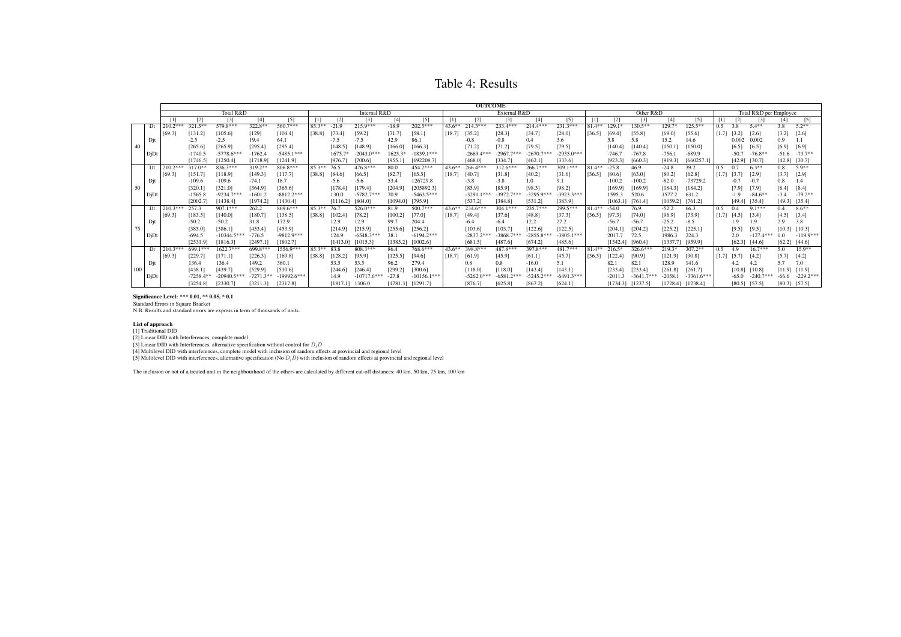# Table 4: Results

| | | OUTCOME | | | | | | | | | | | | | | | | | | | | | | | | |
|---|---|---|---|---|---|---|---|---|---|---|---|---|---|---|---|---|---|---|---|---|---|---|---|---|---|---|
| | | Total R&D | | | | | Internal R&D | | | | | External R&D | | | | | Other R&D | | | | | Total R&D per Employee | | | | |
| | | [1] | [2] | [3] | [4] | [5] | [1] | [2] | [3] | [4] | [5] | [1] | [2] | [3] | [4] | [5] | [1] | [2] | [3] | [4] | [5] | [1] | [2] | [3] | [4] | [5] |
| 40 | Dt | 210.2*** | 321.5** | 579.8*** | 322.8** | 560.7*** | 85.3** | -21.9 | 215.9*** | -18.9 | 202.5*** | 43.6** | 214.3*** | 233.4*** | 214.4*** | 231.3*** | 81.4** | 129.1* | 130.5** | 129.7* | 125.5** | 0.5 | 3.8 | 5.4** | 3.8 | 5.2** |
| | | [69.3] | [131.2] | [105.6] | [129] | [104.4] | [38.8] | [73.4] | [59.2] | [71.7] | [58.1] | [18.7] | [35.2] | [28.3] | [34.7] | [28.0] | [36.5] | [69.4] | [55.8] | [69.0] | [55.6] | [1.7] | [3.2] | [2.6] | [3.2] | [2.6] |
| | Djt | | -2.5 | -2.5 | 19.4 | 64.1 | | -7.5 | -7.5 | 42.9 | 86.1 | | -0.8 | -0.8 | 0.4 | 3.6 | | 5.8 | 5.8 | 15.2 | 14.6 | | 0.002 | 0.002 | 0.9 | 1.1 |
| | | | [265.6] | [265.9] | [295.4] | [295.4] | | [148.5] | [148.9] | [166.0] | [166.3] | | [71.2] | [71.2] | [79.5] | [79.5] | | [140.4] | [140.4] | [150.1] | [150.0] | | [6.5] | [6.5] | [6.9] | [6.9] |
| | DjDt | | -1740.5 | -5778.6*** | -1762.4 | -5485.1*** | | 1675.7* | -2043.0*** | 1625.3* | -1839.1*** | | -2669.4*** | -2967.7*** | -2670.7*** | -2935.0*** | | -746.7 | -767.8 | -756.1 | -689.9 | | -50.7 | -76.8** | -51.6 | -73.7** |
| | | | [1746.5] | [1250.4] | [1718.9] | [1241.9] | | [976.7] | [700.6] | [955.1] | [692208.7] | | [468.0] | [334.7] | [462.1] | [333.6] | | [923.3] | [660.3] | [919.3] | [660257.1] | | [42.9] | [30.7] | [42.8] | [30.7] |
| 50 | Dt | 210.2*** | 317.0** | 836.3*** | 319.2** | 806.8*** | 85.3** | 76.5 | 476.8*** | 80.0 | 454.2*** | 43.6** | 266.4*** | 312.6*** | 266.7*** | 309.1*** | 81.4** | -25.8 | 46.9 | -24.8 | 39.2 | 0.5 | 0.7 | 6.3** | 0.8 | 5.9** |
| | | [69.3] | [151.7] | [118.9] | [149.3] | [117.7] | [38.8] | [84.6] | [66.5] | [82.7] | [65.5] | [18.7] | [40.7] | [31.8] | [40.2] | [31.6] | [36.5] | [80.6] | [63.0] | [80.2] | [62.8] | [1.7] | [3.7] | [2.9] | [3.7] | [2.9] |
| | Djt | | -109.6 | -109.6 | -74.1 | 16.7 | | -5.6 | -5.6 | 53.4 | 126729.8 | | -3.8 | -3.8 | 1.0 | 9.1 | | -100.2 | -100.2 | -82.0 | -73729.2 | | -0.7 | -0.7 | 0.8 | 1.4 |
| | | | [320.1] | [321.0] | [364.9] | [365.6] | | [178.4] | [179.4] | [204.9] | [205892.3] | | [85.9] | [85.9] | [98.3] | [98.2] | | [169.9] | [169.9] | [184.3] | [184.2] | | [7.9] | [7.9] | [8.4] | [8.4] |
| | DjDt | | -1565.8 | -9234.7*** | -1601.2 | -8812.2*** | | 130.0 | -5782.7*** | 70.9 | -5463.5*** | | -3291.1*** | -3972.7*** | -3295.9*** | -3923.3*** | | 1595.3 | 520.6 | 1577.2 | 631.2 | | -1.9 | -84.6** | -3.4 | -79.2** |
| | | | [2002.7] | [1438.4] | [1974.2] | [1430.4] | | [1116.2] | [804.0] | [1094.0] | [795.9] | | [537.2] | [384.8] | [531.2] | [383.9] | | [1063.1] | [761.4] | [1059.2] | [761.2] | | [49.4] | [35.4] | [49.3] | [35.4] |
| 75 | Dt | 210.3*** | 257.3 | 907.1*** | 262.2 | 869.6*** | 85.3** | 76.7 | 526.0*** | 81.9 | 500.7*** | 43.6** | 234.6*** | 304.1*** | 235.7*** | 299.5*** | 81.4** | -54.0 | 76.9 | -52.2 | 66.3 | 0.5 | 0.4 | 9.1*** | 0.4 | 8.6** |
| | | [69.3] | [183.5] | [140.0] | [180.7] | [138.5] | [38.8] | [102.4] | [78.2] | [100.2] | [77.0] | [18.7] | [49.4] | [37.6] | [48.8] | [37.3] | [36.5] | [97.3] | [74.0] | [96.9] | [73.9] | [1.7] | [4.5] | [3.4] | [4.5] | [3.4] |
| | Djt | | -50.2 | -50.2 | 31.8 | 172.9 | | 12.9 | 12.9 | 99.7 | 204.4 | | -6.4 | -6.4 | 12.2 | 27.2 | | -56.7 | -56.7 | -25.2 | -8.5 | | 1.9 | 1.9 | 2.9 | 3.8 |
| | | | [385.0] | [386.1] | [453.4] | [453.9] | | [214.9] | [215.9] | [255.6] | [256.2] | | [103.6] | [103.7] | [122.6] | [122.5] | | [204.1] | [204.2] | [225.2] | [225.1] | | [9.5] | [9.5] | [10.3] | [10.3] |
| | DjDt | | -694.5 | -10344.5*** | -776.5 | -9812.9*** | | 124.9 | -6548.3*** | 38.1 | -6194.2*** | | -2837.2*** | -3868.7*** | -2855.8*** | -3805.1*** | | 2017.7 | 72.5 | 1986.3 | 224.3 | | 2.0 | -127.4*** | 1.0 | -119.9*** |
| | | | [2531.9] | [1816.3] | [2497.1] | [1802.7] | | [1413.0] | [1015.3] | [1385.2] | [1002.6] | | [681.5] | [487.6] | [674.2] | [485.6] | | [1342.4] | [960.4] | [1337.7] | [959.9] | | [62.3] | [44.6] | [62.2] | [44.6] |
| 100 | Dt | 210.3*** | 699.1*** | 1622.7*** | 699.8*** | 1556.9*** | 85.3** | 83.8 | 808.3*** | 86.4 | 768.6*** | 43.6** | 398.8*** | 487.8*** | 397.8*** | 481.7*** | 81.4** | 216.5* | 326.6*** | 219.3* | 307.2** | 0.5 | 4.9 | 16.7*** | 5.0 | 15.9** |
| | | [69.3] | [229.7] | [171.1] | [226.3] | [169.8] | [38.8] | [128.2] | [95.9] | [125.5] | [94.6] | [18.7] | [61.9] | [45.9] | [61.1] | [45.7] | [36.5] | [122.4] | [90.9] | [121.9] | [90.8] | [1.7] | [5.7] | [4.2] | [5.7] | [4.2] |
| | Djt | | 136.4 | 136.4 | 149.2 | 360.1 | | 53.5 | 53.5 | 96.2 | 279.4 | | 0.8 | 0.8 | -16.0 | 5.1 | | 82.1 | 82.1 | 128.9 | 141.6 | | 4.2 | 4.2 | 5.7 | 7.0 |
| | | | [438.1] | [439.7] | [529.9] | [530.6] | | [244.6] | [246.4] | [299.2] | [300.6] | | [118.0] | [118.0] | [143.4] | [143.1] | | [233.4] | [233.4] | [261.8] | [261.7] | | [10.8] | [10.8] | [11.9] | [11.9] |
| | DjDt | | -7258.4** | -20940.5*** | -7271.3** | -19992.6*** | | 14.9 | -10717.6*** | -27.8 | -10156.1*** | | -5262.0*** | -6581.2*** | -5245.2*** | -6491.3*** | | -2011.3 | -3641.7*** | -2058.1 | -3361.6*** | | -65.0 | -240.7*** | -66.6 | -229.2*** |
| | | | [3254.8] | [2330.7] | [3211.3] | [2317.8] | | [1817.1] | 1306.0 | [1781.3] | [1291.7] | | [876.7] | [625.8] | [867.2] | [624.1] | | [1734.3] | [1237.5] | [1728.4] | [1238.4] | | [80.5] | [57.5] | [80.3] | [57.5] |

**Significance Level: *** 0.01, ** 0.05, * 0.1**

Standard Errors in Square Bracket

N.B. Results and standard errors are express in term of thousands of units.

**List of approach**

[1] Traditional DID

[2] Linear DID with Interferences, complete model

[3] Linear DID with Interferences, alternative specification without control for $D_jD$

[4] Multilevel DID with interferences, complete model with inclusion of random effects at provincial and regional level

[5] Multilevel DID with interferences, alternative specification (No $D_jD$) with inclusion of random effects at provincial and regional level

The inclusion or not of a treated unit in the neighbourhood of the others are calculated by different cut-off distances: 40 km, 50 km, 75 km, 100 km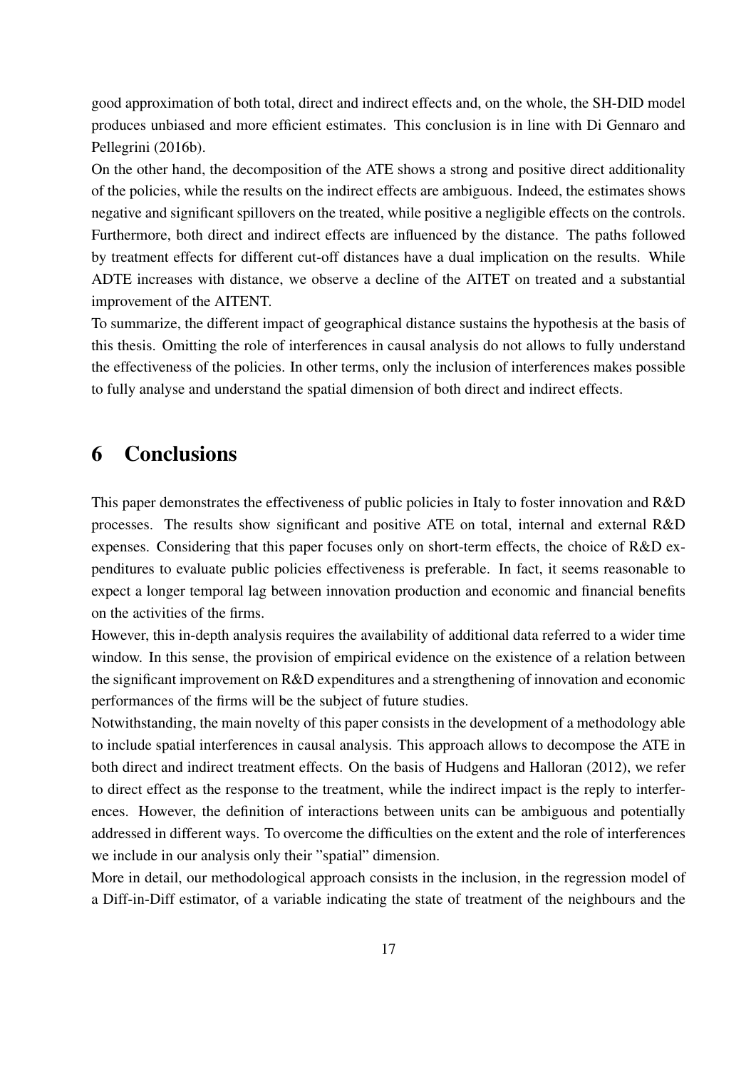good approximation of both total, direct and indirect effects and, on the whole, the SH-DID model produces unbiased and more efficient estimates. This conclusion is in line with Di Gennaro and Pellegrini (2016b).

On the other hand, the decomposition of the ATE shows a strong and positive direct additionality of the policies, while the results on the indirect effects are ambiguous. Indeed, the estimates shows negative and significant spillovers on the treated, while positive a negligible effects on the controls. Furthermore, both direct and indirect effects are influenced by the distance. The paths followed by treatment effects for different cut-off distances have a dual implication on the results. While ADTE increases with distance, we observe a decline of the AITET on treated and a substantial improvement of the AITENT.

To summarize, the different impact of geographical distance sustains the hypothesis at the basis of this thesis. Omitting the role of interferences in causal analysis do not allows to fully understand the effectiveness of the policies. In other terms, only the inclusion of interferences makes possible to fully analyse and understand the spatial dimension of both direct and indirect effects.

# 6 Conclusions

This paper demonstrates the effectiveness of public policies in Italy to foster innovation and R&D processes. The results show significant and positive ATE on total, internal and external R&D expenses. Considering that this paper focuses only on short-term effects, the choice of R&D expenditures to evaluate public policies effectiveness is preferable. In fact, it seems reasonable to expect a longer temporal lag between innovation production and economic and financial benefits on the activities of the firms.

However, this in-depth analysis requires the availability of additional data referred to a wider time window. In this sense, the provision of empirical evidence on the existence of a relation between the significant improvement on R&D expenditures and a strengthening of innovation and economic performances of the firms will be the subject of future studies.

Notwithstanding, the main novelty of this paper consists in the development of a methodology able to include spatial interferences in causal analysis. This approach allows to decompose the ATE in both direct and indirect treatment effects. On the basis of Hudgens and Halloran (2012), we refer to direct effect as the response to the treatment, while the indirect impact is the reply to interferences. However, the definition of interactions between units can be ambiguous and potentially addressed in different ways. To overcome the difficulties on the extent and the role of interferences we include in our analysis only their "spatial" dimension.

More in detail, our methodological approach consists in the inclusion, in the regression model of a Diff-in-Diff estimator, of a variable indicating the state of treatment of the neighbours and the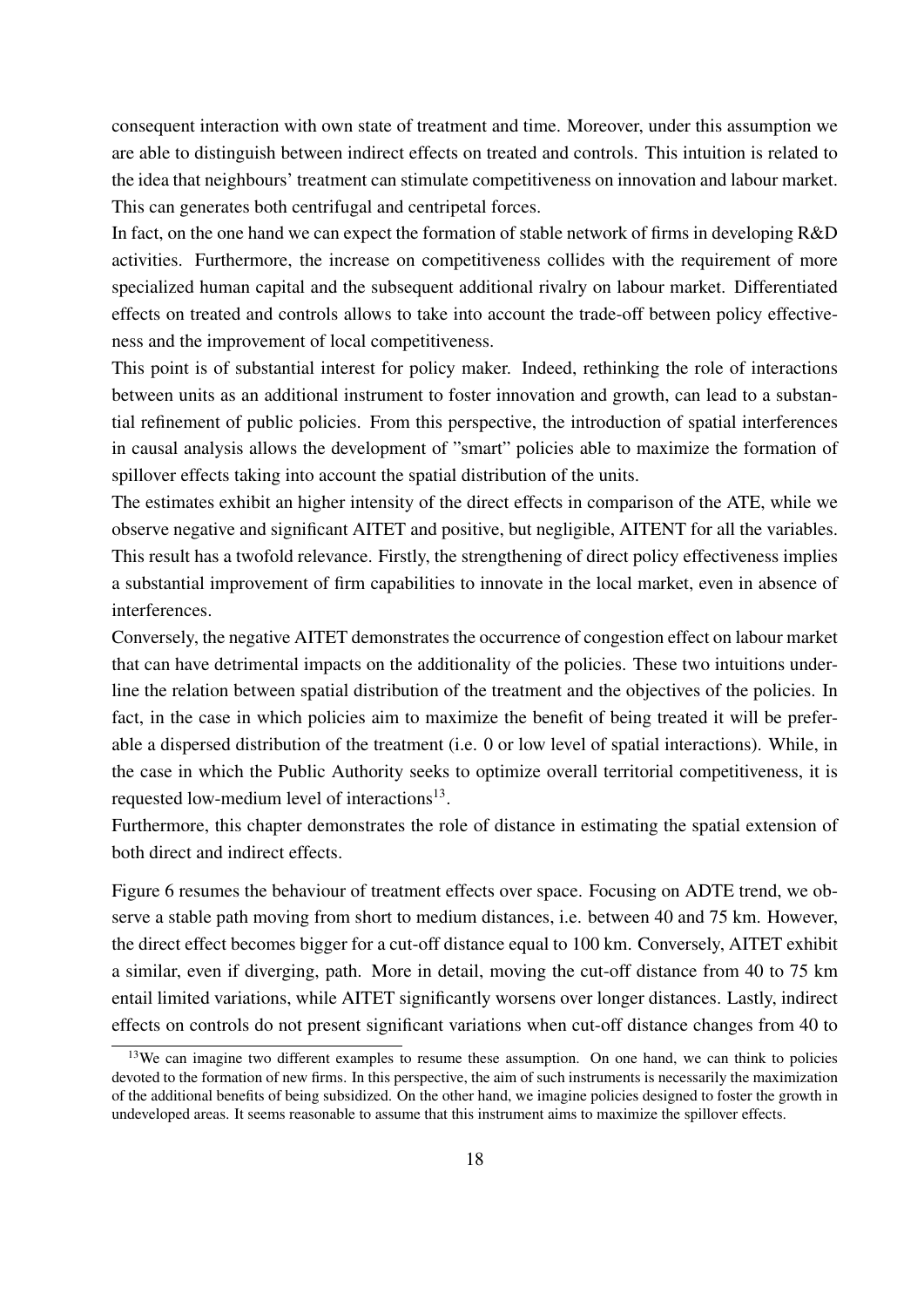consequent interaction with own state of treatment and time. Moreover, under this assumption we are able to distinguish between indirect effects on treated and controls. This intuition is related to the idea that neighbours' treatment can stimulate competitiveness on innovation and labour market. This can generates both centrifugal and centripetal forces.

In fact, on the one hand we can expect the formation of stable network of firms in developing R&D activities. Furthermore, the increase on competitiveness collides with the requirement of more specialized human capital and the subsequent additional rivalry on labour market. Differentiated effects on treated and controls allows to take into account the trade-off between policy effectiveness and the improvement of local competitiveness.

This point is of substantial interest for policy maker. Indeed, rethinking the role of interactions between units as an additional instrument to foster innovation and growth, can lead to a substantial refinement of public policies. From this perspective, the introduction of spatial interferences in causal analysis allows the development of "smart" policies able to maximize the formation of spillover effects taking into account the spatial distribution of the units.

The estimates exhibit an higher intensity of the direct effects in comparison of the ATE, while we observe negative and significant AITET and positive, but negligible, AITENT for all the variables. This result has a twofold relevance. Firstly, the strengthening of direct policy effectiveness implies a substantial improvement of firm capabilities to innovate in the local market, even in absence of interferences.

Conversely, the negative AITET demonstrates the occurrence of congestion effect on labour market that can have detrimental impacts on the additionality of the policies. These two intuitions underline the relation between spatial distribution of the treatment and the objectives of the policies. In fact, in the case in which policies aim to maximize the benefit of being treated it will be preferable a dispersed distribution of the treatment (i.e. 0 or low level of spatial interactions). While, in the case in which the Public Authority seeks to optimize overall territorial competitiveness, it is requested low-medium level of interactions[13].

Furthermore, this chapter demonstrates the role of distance in estimating the spatial extension of both direct and indirect effects.

Figure 6 resumes the behaviour of treatment effects over space. Focusing on ADTE trend, we observe a stable path moving from short to medium distances, i.e. between 40 and 75 km. However, the direct effect becomes bigger for a cut-off distance equal to 100 km. Conversely, AITET exhibit a similar, even if diverging, path. More in detail, moving the cut-off distance from 40 to 75 km entail limited variations, while AITET significantly worsens over longer distances. Lastly, indirect effects on controls do not present significant variations when cut-off distance changes from 40 to

[13]We can imagine two different examples to resume these assumption. On one hand, we can think to policies devoted to the formation of new firms. In this perspective, the aim of such instruments is necessarily the maximization of the additional benefits of being subsidized. On the other hand, we imagine policies designed to foster the growth in undeveloped areas. It seems reasonable to assume that this instrument aims to maximize the spillover effects.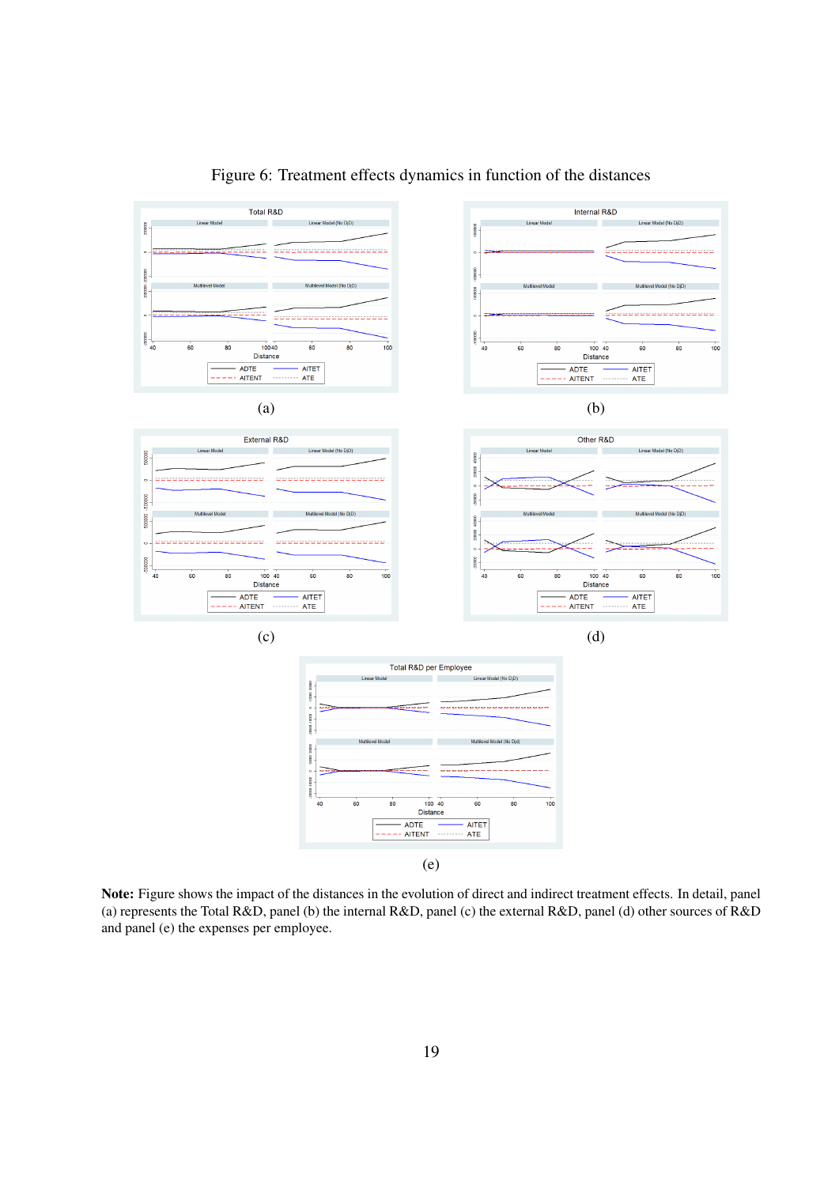Figure 6: Treatment effects dynamics in function of the distances

(a)

(b)

(c)

(d)

(e)

**Note:** Figure shows the impact of the distances in the evolution of direct and indirect treatment effects. In detail, panel (a) represents the Total R&D, panel (b) the internal R&D, panel (c) the external R&D, panel (d) other sources of R&D and panel (e) the expenses per employee.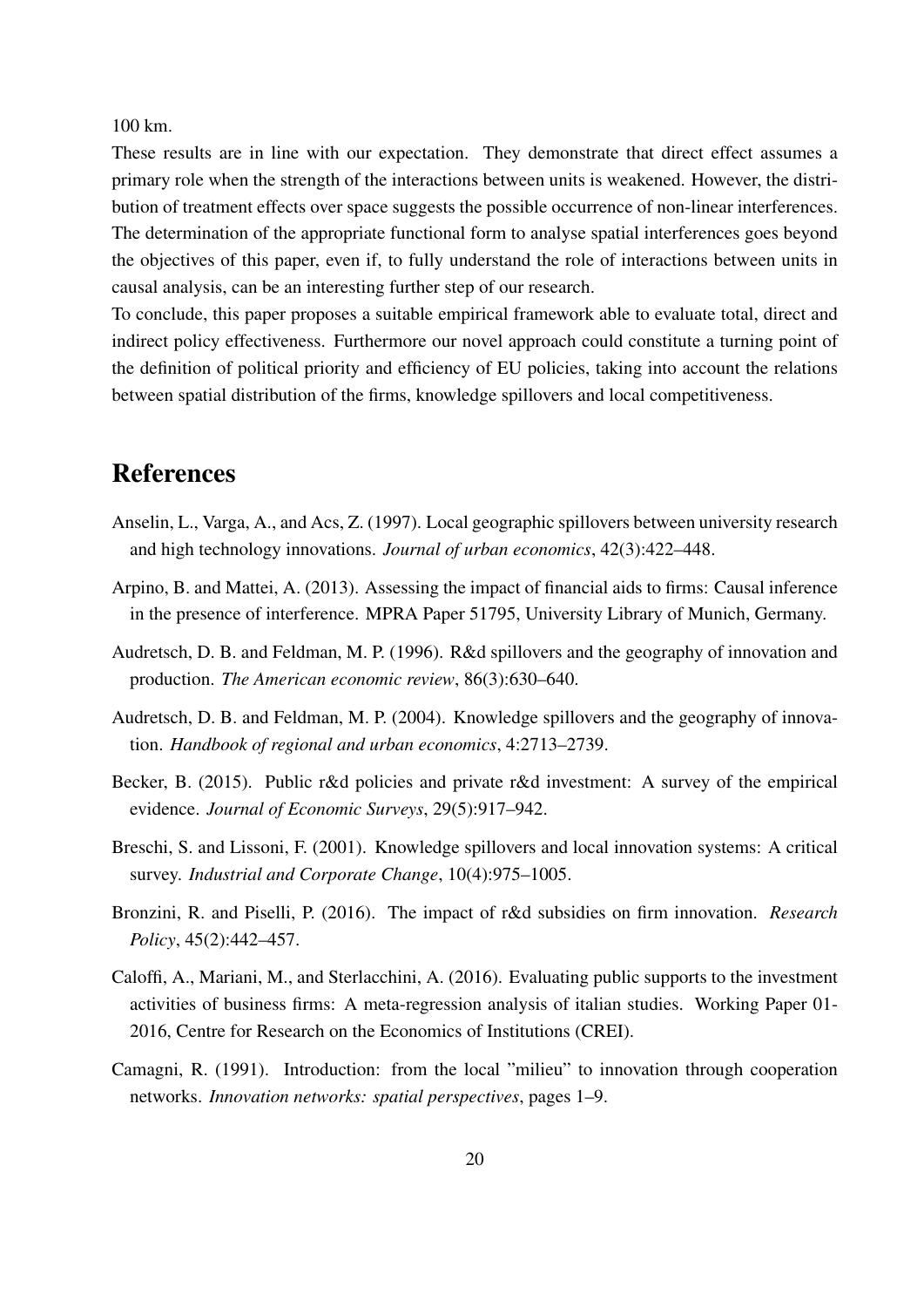100 km.

These results are in line with our expectation. They demonstrate that direct effect assumes a primary role when the strength of the interactions between units is weakened. However, the distribution of treatment effects over space suggests the possible occurrence of non-linear interferences. The determination of the appropriate functional form to analyse spatial interferences goes beyond the objectives of this paper, even if, to fully understand the role of interactions between units in causal analysis, can be an interesting further step of our research.

To conclude, this paper proposes a suitable empirical framework able to evaluate total, direct and indirect policy effectiveness. Furthermore our novel approach could constitute a turning point of the definition of political priority and efficiency of EU policies, taking into account the relations between spatial distribution of the firms, knowledge spillovers and local competitiveness.

# References

Anselin, L., Varga, A., and Acs, Z. (1997). Local geographic spillovers between university research and high technology innovations. *Journal of urban economics*, 42(3):422–448.

Arpino, B. and Mattei, A. (2013). Assessing the impact of financial aids to firms: Causal inference in the presence of interference. MPRA Paper 51795, University Library of Munich, Germany.

Audretsch, D. B. and Feldman, M. P. (1996). R&d spillovers and the geography of innovation and production. *The American economic review*, 86(3):630–640.

Audretsch, D. B. and Feldman, M. P. (2004). Knowledge spillovers and the geography of innovation. *Handbook of regional and urban economics*, 4:2713–2739.

Becker, B. (2015). Public r&d policies and private r&d investment: A survey of the empirical evidence. *Journal of Economic Surveys*, 29(5):917–942.

Breschi, S. and Lissoni, F. (2001). Knowledge spillovers and local innovation systems: A critical survey. *Industrial and Corporate Change*, 10(4):975–1005.

Bronzini, R. and Piselli, P. (2016). The impact of r&d subsidies on firm innovation. *Research Policy*, 45(2):442–457.

Caloffi, A., Mariani, M., and Sterlacchini, A. (2016). Evaluating public supports to the investment activities of business firms: A meta-regression analysis of italian studies. Working Paper 01-2016, Centre for Research on the Economics of Institutions (CREI).

Camagni, R. (1991). Introduction: from the local "milieu" to innovation through cooperation networks. *Innovation networks: spatial perspectives*, pages 1–9.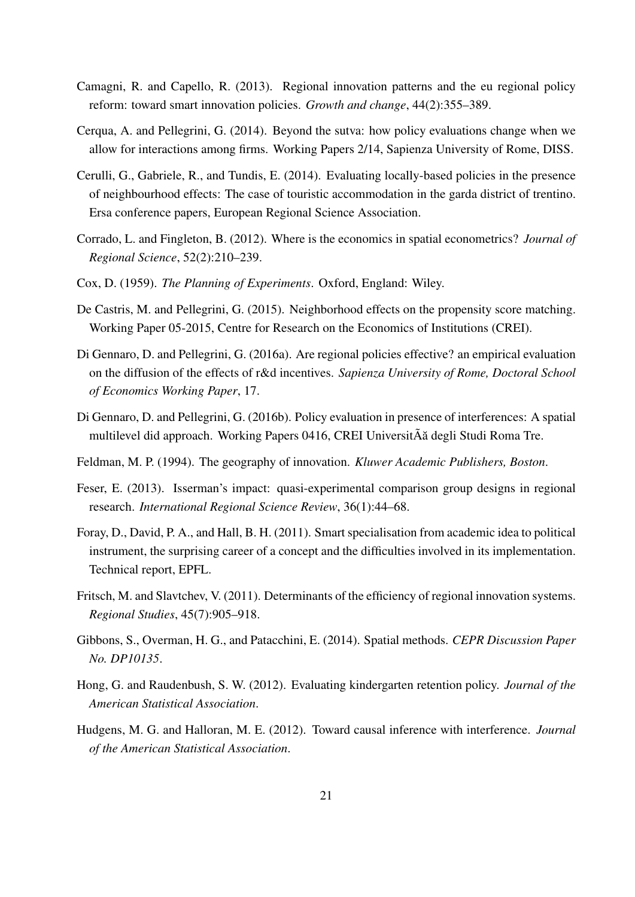Camagni, R. and Capello, R. (2013). Regional innovation patterns and the eu regional policy reform: toward smart innovation policies. *Growth and change*, 44(2):355–389.

Cerqua, A. and Pellegrini, G. (2014). Beyond the sutva: how policy evaluations change when we allow for interactions among firms. Working Papers 2/14, Sapienza University of Rome, DISS.

Cerulli, G., Gabriele, R., and Tundis, E. (2014). Evaluating locally-based policies in the presence of neighbourhood effects: The case of touristic accommodation in the garda district of trentino. Ersa conference papers, European Regional Science Association.

Corrado, L. and Fingleton, B. (2012). Where is the economics in spatial econometrics? *Journal of Regional Science*, 52(2):210–239.

Cox, D. (1959). *The Planning of Experiments*. Oxford, England: Wiley.

De Castris, M. and Pellegrini, G. (2015). Neighborhood effects on the propensity score matching. Working Paper 05-2015, Centre for Research on the Economics of Institutions (CREI).

Di Gennaro, D. and Pellegrini, G. (2016a). Are regional policies effective? an empirical evaluation on the diffusion of the effects of r&d incentives. *Sapienza University of Rome, Doctoral School of Economics Working Paper*, 17.

Di Gennaro, D. and Pellegrini, G. (2016b). Policy evaluation in presence of interferences: A spatial multilevel did approach. Working Papers 0416, CREI UniversitÃă degli Studi Roma Tre.

Feldman, M. P. (1994). The geography of innovation. *Kluwer Academic Publishers, Boston*.

Feser, E. (2013). Isserman's impact: quasi-experimental comparison group designs in regional research. *International Regional Science Review*, 36(1):44–68.

Foray, D., David, P. A., and Hall, B. H. (2011). Smart specialisation from academic idea to political instrument, the surprising career of a concept and the difficulties involved in its implementation. Technical report, EPFL.

Fritsch, M. and Slavtchev, V. (2011). Determinants of the efficiency of regional innovation systems. *Regional Studies*, 45(7):905–918.

Gibbons, S., Overman, H. G., and Patacchini, E. (2014). Spatial methods. *CEPR Discussion Paper No. DP10135*.

Hong, G. and Raudenbush, S. W. (2012). Evaluating kindergarten retention policy. *Journal of the American Statistical Association*.

Hudgens, M. G. and Halloran, M. E. (2012). Toward causal inference with interference. *Journal of the American Statistical Association*.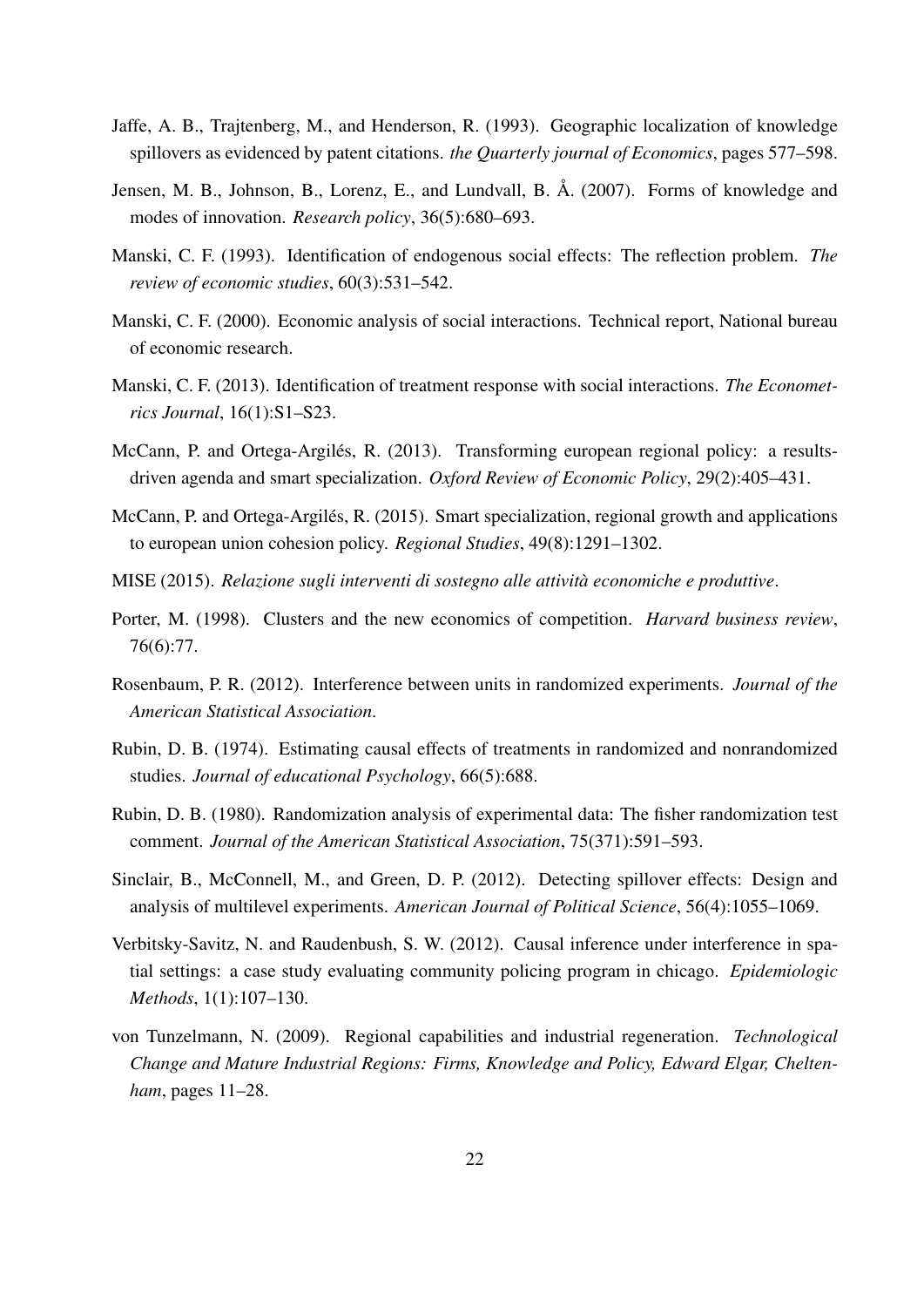Jaffe, A. B., Trajtenberg, M., and Henderson, R. (1993). Geographic localization of knowledge spillovers as evidenced by patent citations. *the Quarterly journal of Economics*, pages 577–598.

Jensen, M. B., Johnson, B., Lorenz, E., and Lundvall, B. Å. (2007). Forms of knowledge and modes of innovation. *Research policy*, 36(5):680–693.

Manski, C. F. (1993). Identification of endogenous social effects: The reflection problem. *The review of economic studies*, 60(3):531–542.

Manski, C. F. (2000). Economic analysis of social interactions. Technical report, National bureau of economic research.

Manski, C. F. (2013). Identification of treatment response with social interactions. *The Econometrics Journal*, 16(1):S1–S23.

McCann, P. and Ortega-Argilés, R. (2013). Transforming european regional policy: a results-driven agenda and smart specialization. *Oxford Review of Economic Policy*, 29(2):405–431.

McCann, P. and Ortega-Argilés, R. (2015). Smart specialization, regional growth and applications to european union cohesion policy. *Regional Studies*, 49(8):1291–1302.

MISE (2015). *Relazione sugli interventi di sostegno alle attività economiche e produttive*.

Porter, M. (1998). Clusters and the new economics of competition. *Harvard business review*, 76(6):77.

Rosenbaum, P. R. (2012). Interference between units in randomized experiments. *Journal of the American Statistical Association*.

Rubin, D. B. (1974). Estimating causal effects of treatments in randomized and nonrandomized studies. *Journal of educational Psychology*, 66(5):688.

Rubin, D. B. (1980). Randomization analysis of experimental data: The fisher randomization test comment. *Journal of the American Statistical Association*, 75(371):591–593.

Sinclair, B., McConnell, M., and Green, D. P. (2012). Detecting spillover effects: Design and analysis of multilevel experiments. *American Journal of Political Science*, 56(4):1055–1069.

Verbitsky-Savitz, N. and Raudenbush, S. W. (2012). Causal inference under interference in spatial settings: a case study evaluating community policing program in chicago. *Epidemiologic Methods*, 1(1):107–130.

von Tunzelmann, N. (2009). Regional capabilities and industrial regeneration. *Technological Change and Mature Industrial Regions: Firms, Knowledge and Policy, Edward Elgar, Cheltenham*, pages 11–28.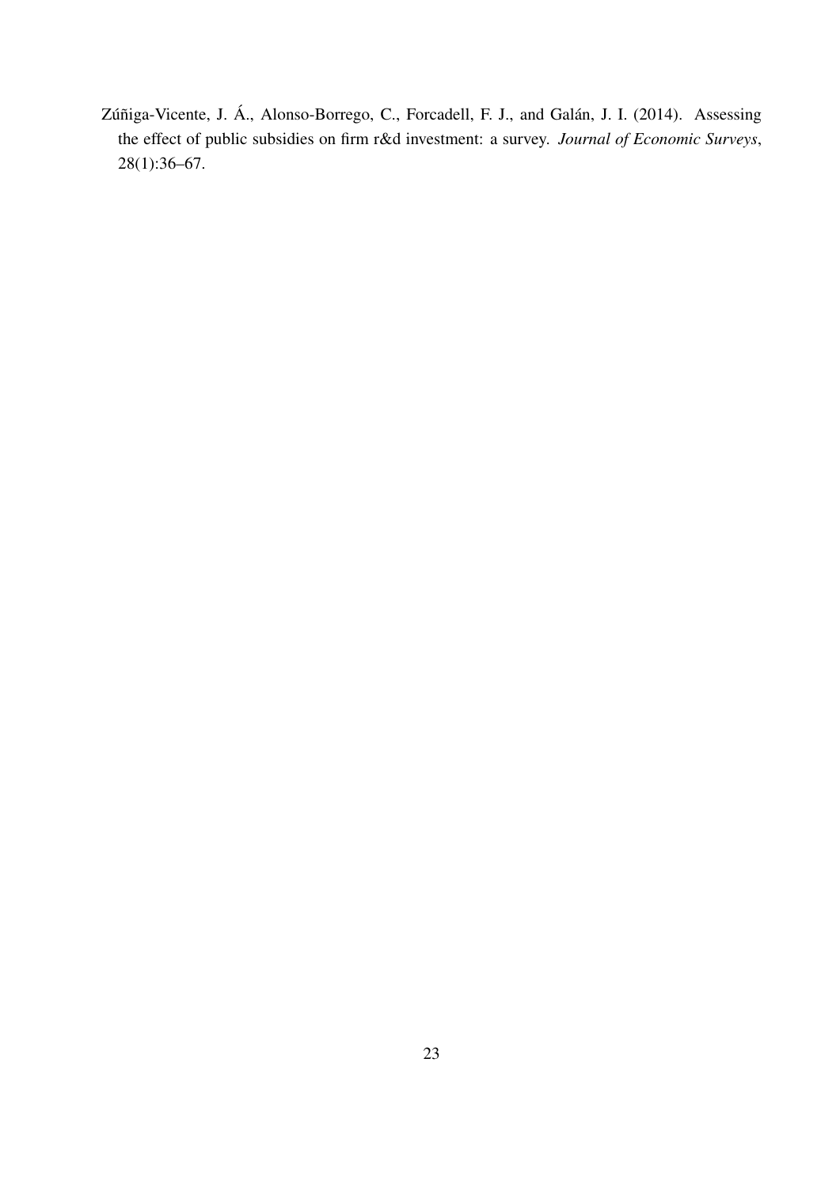Zúñiga-Vicente, J. Á., Alonso-Borrego, C., Forcadell, F. J., and Galán, J. I. (2014). Assessing the effect of public subsidies on firm r&d investment: a survey. *Journal of Economic Surveys*, 28(1):36–67.